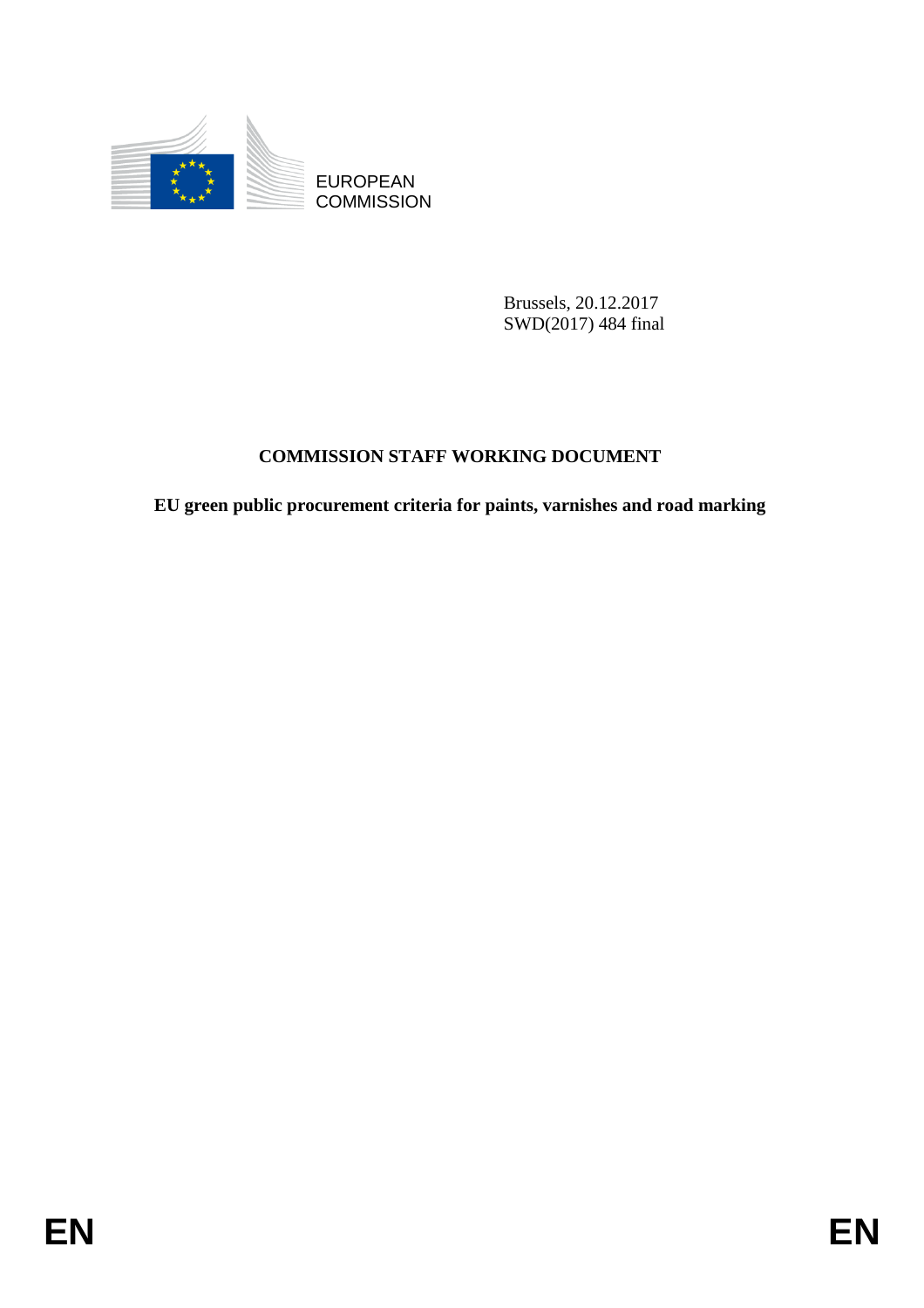EUROPEAN COMMISSION

Brussels, 20.12.2017
SWD(2017) 484 final

# COMMISSION STAFF WORKING DOCUMENT

## EU green public procurement criteria for paints, varnishes and road marking

EN EN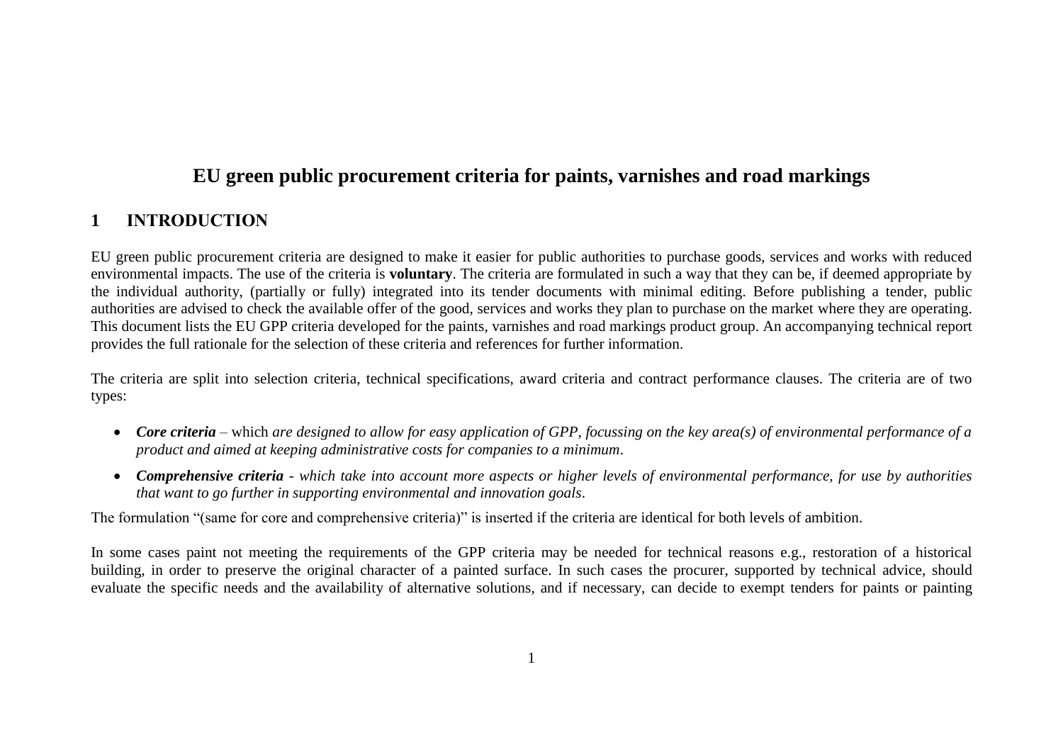# EU green public procurement criteria for paints, varnishes and road markings

## 1 INTRODUCTION

EU green public procurement criteria are designed to make it easier for public authorities to purchase goods, services and works with reduced environmental impacts. The use of the criteria is **voluntary**. The criteria are formulated in such a way that they can be, if deemed appropriate by the individual authority, (partially or fully) integrated into its tender documents with minimal editing. Before publishing a tender, public authorities are advised to check the available offer of the good, services and works they plan to purchase on the market where they are operating. This document lists the EU GPP criteria developed for the paints, varnishes and road markings product group. An accompanying technical report provides the full rationale for the selection of these criteria and references for further information.

The criteria are split into selection criteria, technical specifications, award criteria and contract performance clauses. The criteria are of two types:

- ***Core criteria*** – which *are designed to allow for easy application of GPP, focussing on the key area(s) of environmental performance of a product and aimed at keeping administrative costs for companies to a minimum*.
- ***Comprehensive criteria*** - *which take into account more aspects or higher levels of environmental performance, for use by authorities that want to go further in supporting environmental and innovation goals*.

The formulation "(same for core and comprehensive criteria)" is inserted if the criteria are identical for both levels of ambition.

In some cases paint not meeting the requirements of the GPP criteria may be needed for technical reasons e.g., restoration of a historical building, in order to preserve the original character of a painted surface. In such cases the procurer, supported by technical advice, should evaluate the specific needs and the availability of alternative solutions, and if necessary, can decide to exempt tenders for paints or painting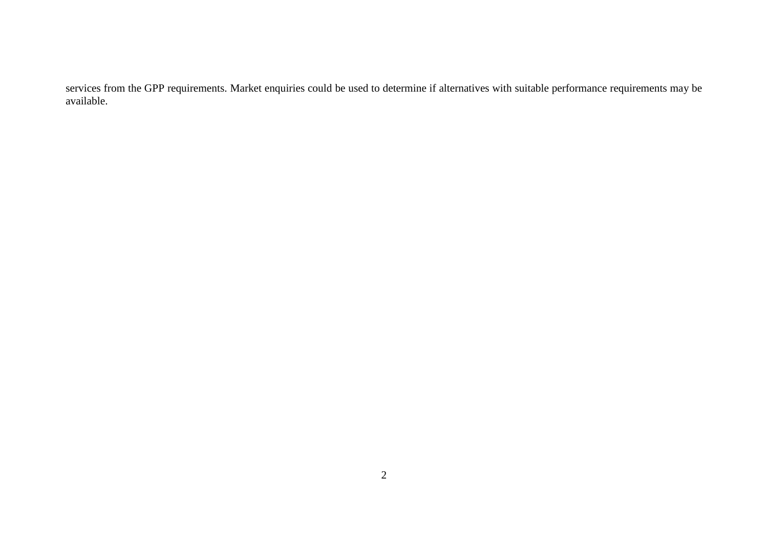services from the GPP requirements. Market enquiries could be used to determine if alternatives with suitable performance requirements may be available.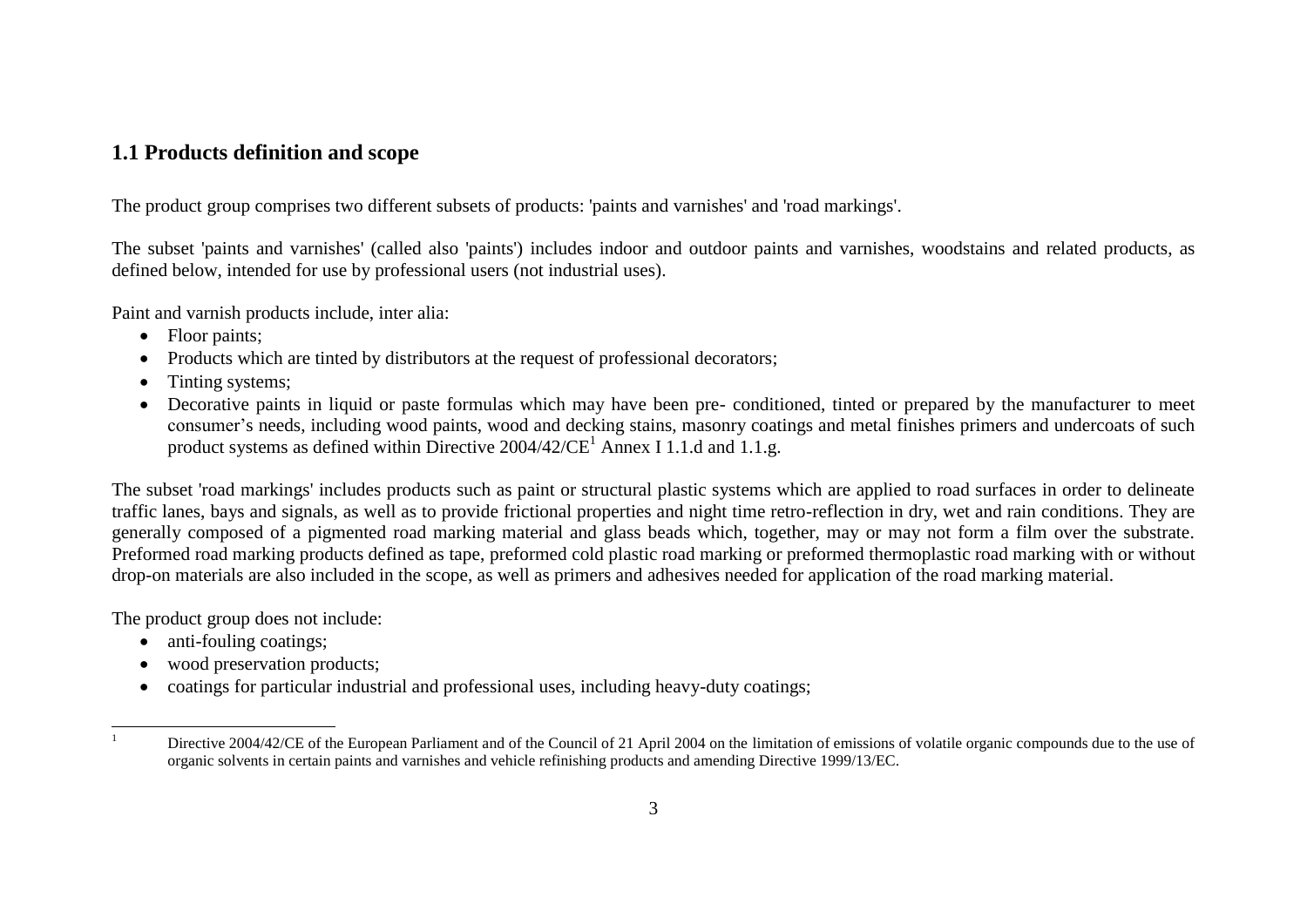## 1.1 Products definition and scope

The product group comprises two different subsets of products: 'paints and varnishes' and 'road markings'.

The subset 'paints and varnishes' (called also 'paints') includes indoor and outdoor paints and varnishes, woodstains and related products, as defined below, intended for use by professional users (not industrial uses).

Paint and varnish products include, inter alia:

- Floor paints;
- Products which are tinted by distributors at the request of professional decorators;
- Tinting systems;
- Decorative paints in liquid or paste formulas which may have been pre- conditioned, tinted or prepared by the manufacturer to meet consumer's needs, including wood paints, wood and decking stains, masonry coatings and metal finishes primers and undercoats of such product systems as defined within Directive 2004/42/CE[1] Annex I 1.1.d and 1.1.g.

The subset 'road markings' includes products such as paint or structural plastic systems which are applied to road surfaces in order to delineate traffic lanes, bays and signals, as well as to provide frictional properties and night time retro-reflection in dry, wet and rain conditions. They are generally composed of a pigmented road marking material and glass beads which, together, may or may not form a film over the substrate. Preformed road marking products defined as tape, preformed cold plastic road marking or preformed thermoplastic road marking with or without drop-on materials are also included in the scope, as well as primers and adhesives needed for application of the road marking material.

The product group does not include:

- anti-fouling coatings;
- wood preservation products;
- coatings for particular industrial and professional uses, including heavy-duty coatings;

[1] Directive 2004/42/CE of the European Parliament and of the Council of 21 April 2004 on the limitation of emissions of volatile organic compounds due to the use of organic solvents in certain paints and varnishes and vehicle refinishing products and amending Directive 1999/13/EC.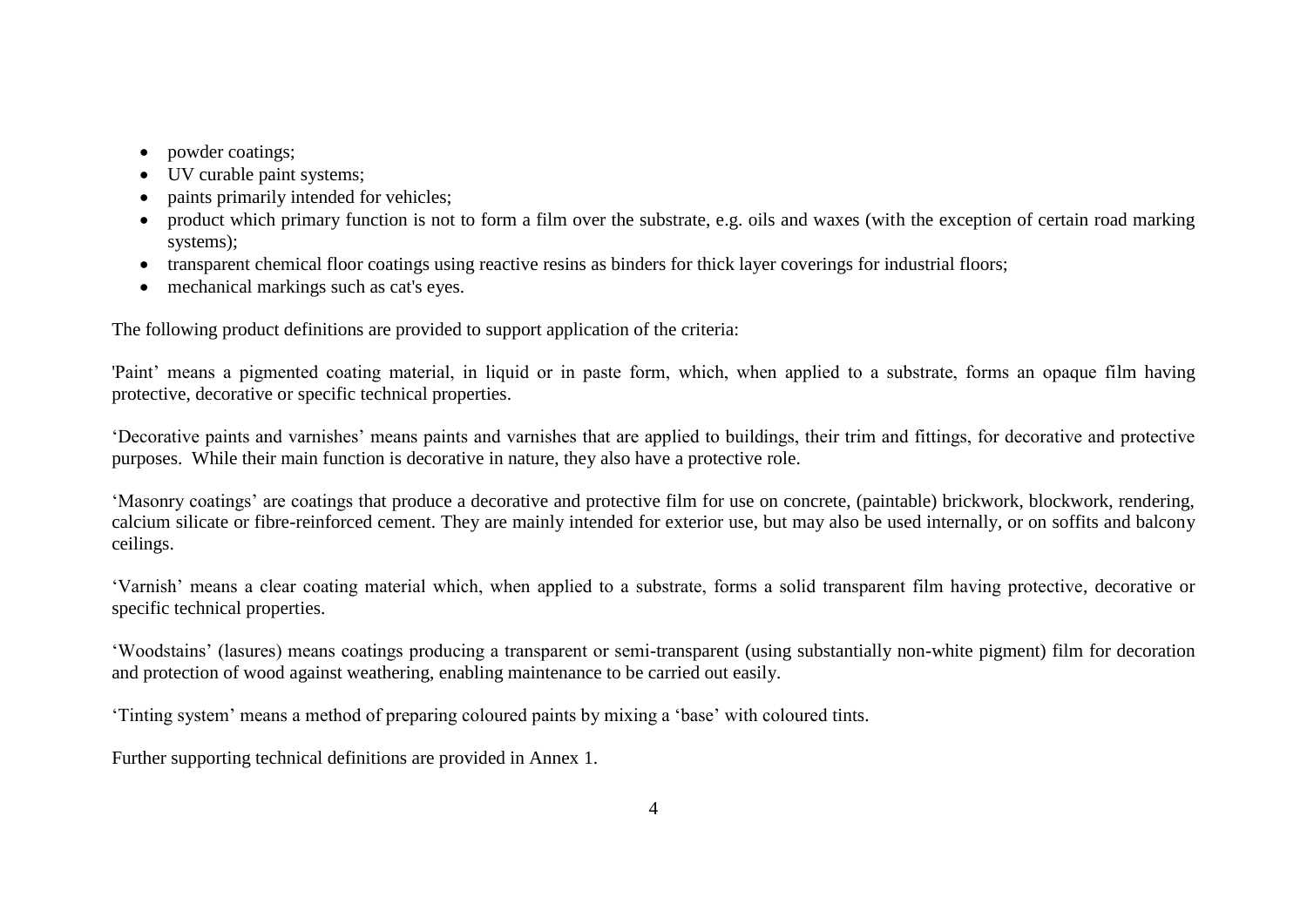- powder coatings;
- UV curable paint systems;
- paints primarily intended for vehicles;
- product which primary function is not to form a film over the substrate, e.g. oils and waxes (with the exception of certain road marking systems);
- transparent chemical floor coatings using reactive resins as binders for thick layer coverings for industrial floors;
- mechanical markings such as cat's eyes.

The following product definitions are provided to support application of the criteria:

'Paint' means a pigmented coating material, in liquid or in paste form, which, when applied to a substrate, forms an opaque film having protective, decorative or specific technical properties.

'Decorative paints and varnishes' means paints and varnishes that are applied to buildings, their trim and fittings, for decorative and protective purposes. While their main function is decorative in nature, they also have a protective role.

'Masonry coatings' are coatings that produce a decorative and protective film for use on concrete, (paintable) brickwork, blockwork, rendering, calcium silicate or fibre-reinforced cement. They are mainly intended for exterior use, but may also be used internally, or on soffits and balcony ceilings.

'Varnish' means a clear coating material which, when applied to a substrate, forms a solid transparent film having protective, decorative or specific technical properties.

'Woodstains' (lasures) means coatings producing a transparent or semi-transparent (using substantially non-white pigment) film for decoration and protection of wood against weathering, enabling maintenance to be carried out easily.

'Tinting system' means a method of preparing coloured paints by mixing a 'base' with coloured tints.

Further supporting technical definitions are provided in Annex 1.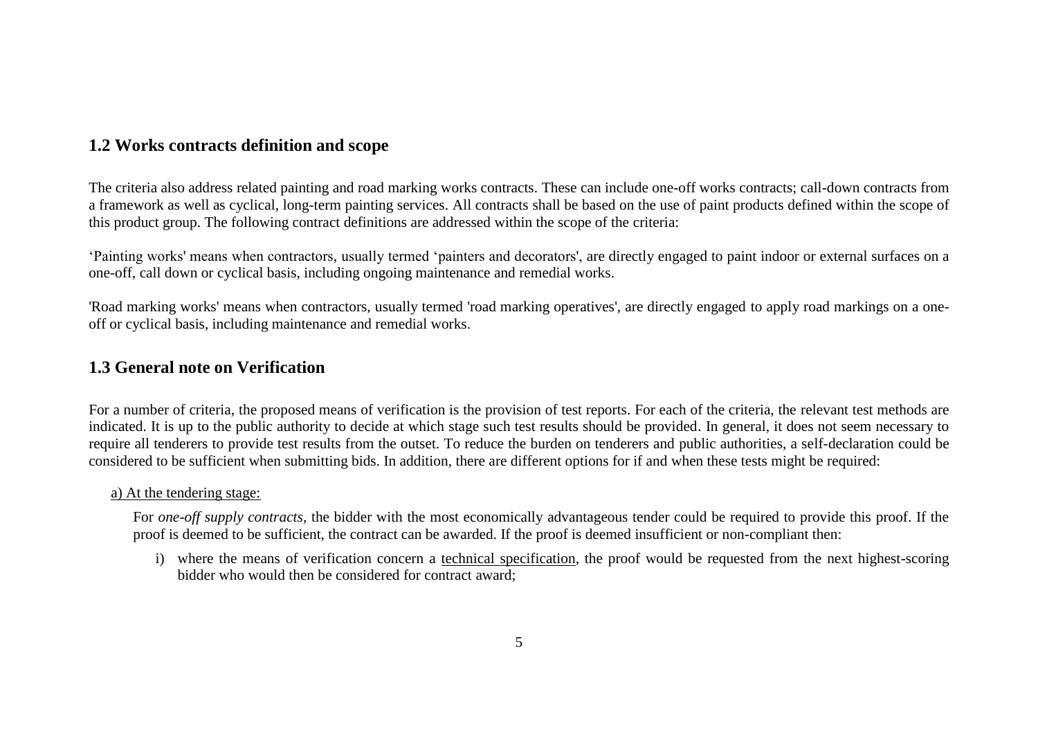## 1.2 Works contracts definition and scope

The criteria also address related painting and road marking works contracts. These can include one-off works contracts; call-down contracts from a framework as well as cyclical, long-term painting services. All contracts shall be based on the use of paint products defined within the scope of this product group. The following contract definitions are addressed within the scope of the criteria:

'Painting works' means when contractors, usually termed 'painters and decorators', are directly engaged to paint indoor or external surfaces on a one-off, call down or cyclical basis, including ongoing maintenance and remedial works.

'Road marking works' means when contractors, usually termed 'road marking operatives', are directly engaged to apply road markings on a one-off or cyclical basis, including maintenance and remedial works.

## 1.3 General note on Verification

For a number of criteria, the proposed means of verification is the provision of test reports. For each of the criteria, the relevant test methods are indicated. It is up to the public authority to decide at which stage such test results should be provided. In general, it does not seem necessary to require all tenderers to provide test results from the outset. To reduce the burden on tenderers and public authorities, a self-declaration could be considered to be sufficient when submitting bids. In addition, there are different options for if and when these tests might be required:

a) At the tendering stage:

For *one-off supply contracts*, the bidder with the most economically advantageous tender could be required to provide this proof. If the proof is deemed to be sufficient, the contract can be awarded. If the proof is deemed insufficient or non-compliant then:

i) where the means of verification concern a technical specification, the proof would be requested from the next highest-scoring bidder who would then be considered for contract award;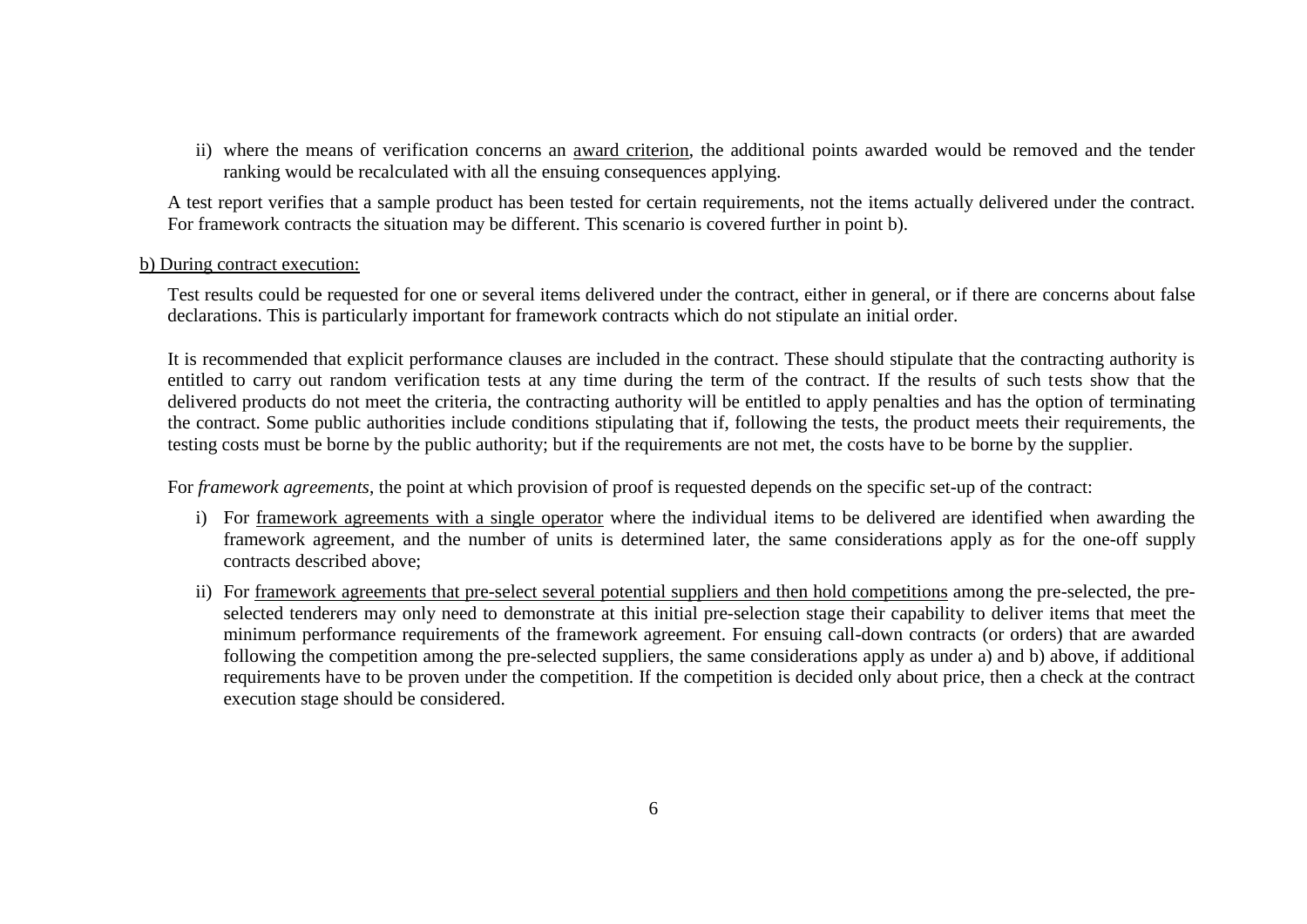ii) where the means of verification concerns an award criterion, the additional points awarded would be removed and the tender ranking would be recalculated with all the ensuing consequences applying.

A test report verifies that a sample product has been tested for certain requirements, not the items actually delivered under the contract. For framework contracts the situation may be different. This scenario is covered further in point b).

b) During contract execution:

Test results could be requested for one or several items delivered under the contract, either in general, or if there are concerns about false declarations. This is particularly important for framework contracts which do not stipulate an initial order.

It is recommended that explicit performance clauses are included in the contract. These should stipulate that the contracting authority is entitled to carry out random verification tests at any time during the term of the contract. If the results of such tests show that the delivered products do not meet the criteria, the contracting authority will be entitled to apply penalties and has the option of terminating the contract. Some public authorities include conditions stipulating that if, following the tests, the product meets their requirements, the testing costs must be borne by the public authority; but if the requirements are not met, the costs have to be borne by the supplier.

For *framework agreements*, the point at which provision of proof is requested depends on the specific set-up of the contract:

i) For framework agreements with a single operator where the individual items to be delivered are identified when awarding the framework agreement, and the number of units is determined later, the same considerations apply as for the one-off supply contracts described above;

ii) For framework agreements that pre-select several potential suppliers and then hold competitions among the pre-selected, the pre-selected tenderers may only need to demonstrate at this initial pre-selection stage their capability to deliver items that meet the minimum performance requirements of the framework agreement. For ensuing call-down contracts (or orders) that are awarded following the competition among the pre-selected suppliers, the same considerations apply as under a) and b) above, if additional requirements have to be proven under the competition. If the competition is decided only about price, then a check at the contract execution stage should be considered.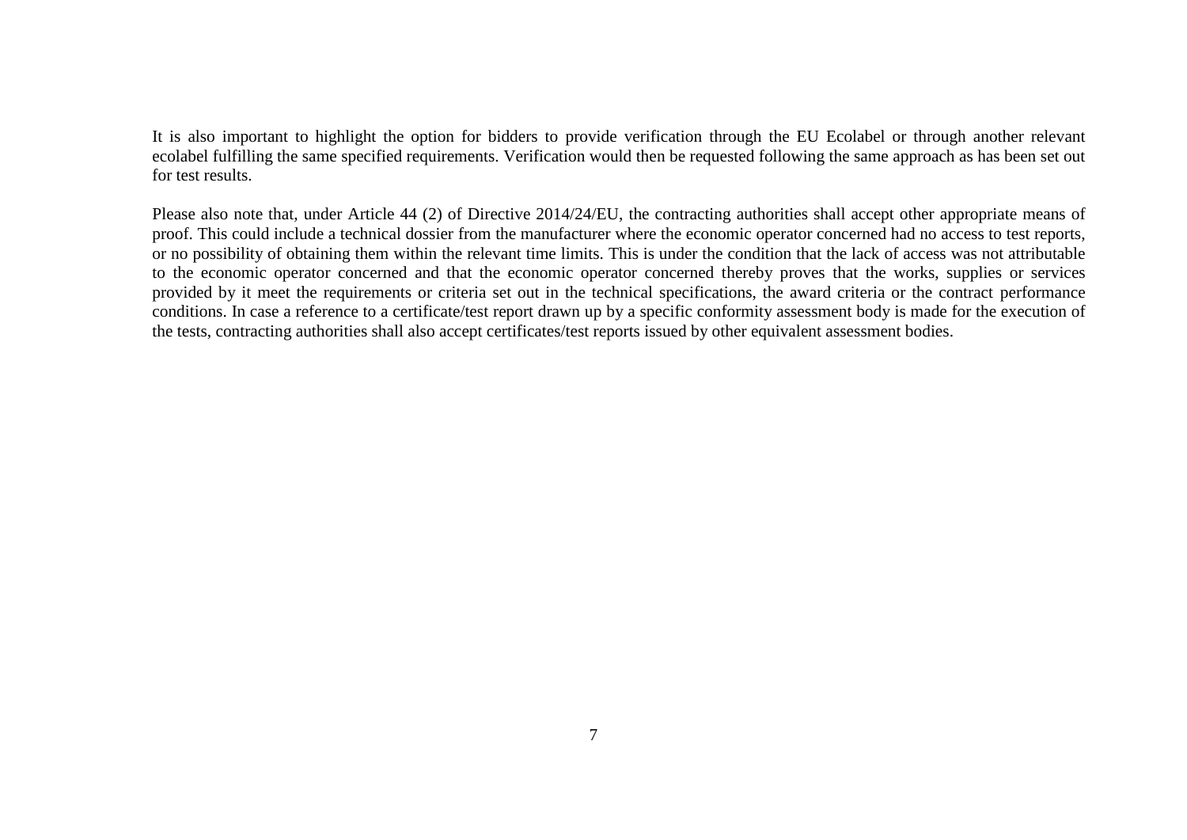It is also important to highlight the option for bidders to provide verification through the EU Ecolabel or through another relevant ecolabel fulfilling the same specified requirements. Verification would then be requested following the same approach as has been set out for test results.

Please also note that, under Article 44 (2) of Directive 2014/24/EU, the contracting authorities shall accept other appropriate means of proof. This could include a technical dossier from the manufacturer where the economic operator concerned had no access to test reports, or no possibility of obtaining them within the relevant time limits. This is under the condition that the lack of access was not attributable to the economic operator concerned and that the economic operator concerned thereby proves that the works, supplies or services provided by it meet the requirements or criteria set out in the technical specifications, the award criteria or the contract performance conditions. In case a reference to a certificate/test report drawn up by a specific conformity assessment body is made for the execution of the tests, contracting authorities shall also accept certificates/test reports issued by other equivalent assessment bodies.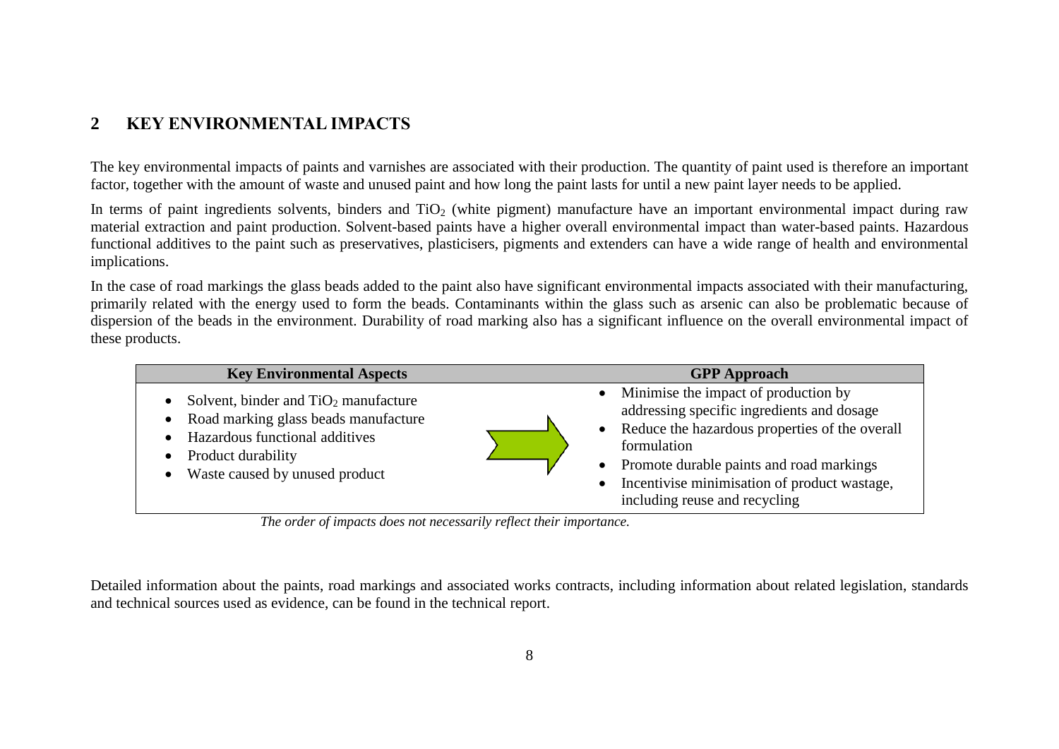## 2 KEY ENVIRONMENTAL IMPACTS

The key environmental impacts of paints and varnishes are associated with their production. The quantity of paint used is therefore an important factor, together with the amount of waste and unused paint and how long the paint lasts for until a new paint layer needs to be applied.

In terms of paint ingredients solvents, binders and $TiO_2$ (white pigment) manufacture have an important environmental impact during raw material extraction and paint production. Solvent-based paints have a higher overall environmental impact than water-based paints. Hazardous functional additives to the paint such as preservatives, plasticisers, pigments and extenders can have a wide range of health and environmental implications.

In the case of road markings the glass beads added to the paint also have significant environmental impacts associated with their manufacturing, primarily related with the energy used to form the beads. Contaminants within the glass such as arsenic can also be problematic because of dispersion of the beads in the environment. Durability of road marking also has a significant influence on the overall environmental impact of these products.

| Key Environmental Aspects | | GPP Approach |
|---|---|---|
| • Solvent, binder and $TiO_2$ manufacture<br>• Road marking glass beads manufacture<br>• Hazardous functional additives<br>• Product durability<br>• Waste caused by unused product | → | • Minimise the impact of production by addressing specific ingredients and dosage<br>• Reduce the hazardous properties of the overall formulation<br>• Promote durable paints and road markings<br>• Incentivise minimisation of product wastage, including reuse and recycling |

*The order of impacts does not necessarily reflect their importance.*

Detailed information about the paints, road markings and associated works contracts, including information about related legislation, standards and technical sources used as evidence, can be found in the technical report.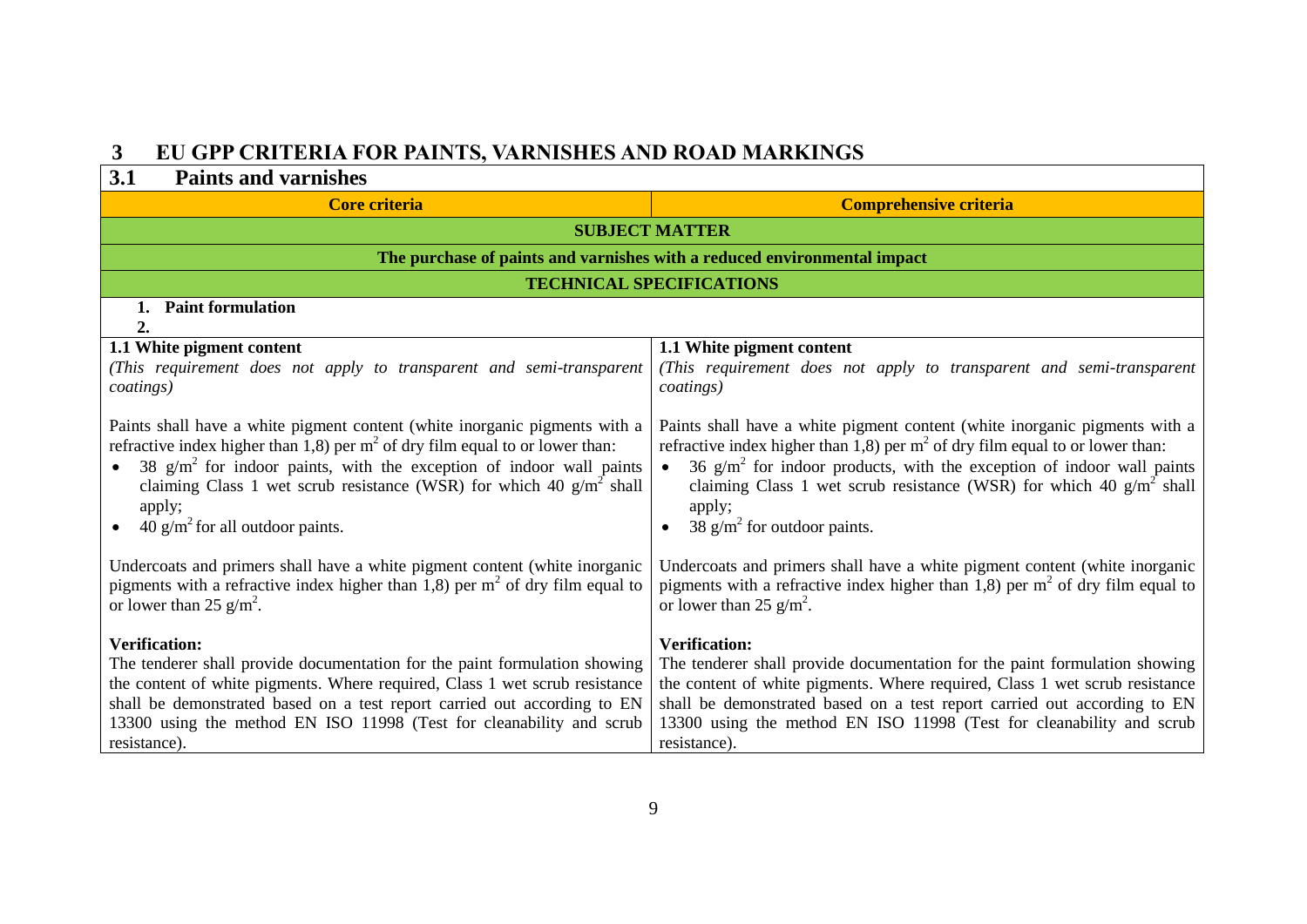# 3 EU GPP CRITERIA FOR PAINTS, VARNISHES AND ROAD MARKINGS

## 3.1 Paints and varnishes

| Core criteria | Comprehensive criteria |
|---|---|
| **SUBJECT MATTER** | |
| **The purchase of paints and varnishes with a reduced environmental impact** | |
| **TECHNICAL SPECIFICATIONS** | |
| **1. Paint formulation**<br>**2.** | |
| **1.1 White pigment content**<br>*(This requirement does not apply to transparent and semi-transparent coatings)*<br><br>Paints shall have a white pigment content (white inorganic pigments with a refractive index higher than 1,8) per $m^2$ of dry film equal to or lower than:<br>• 38 $g/m^2$ for indoor paints, with the exception of indoor wall paints claiming Class 1 wet scrub resistance (WSR) for which 40 $g/m^2$ shall apply;<br>• 40 $g/m^2$ for all outdoor paints.<br><br>Undercoats and primers shall have a white pigment content (white inorganic pigments with a refractive index higher than 1,8) per $m^2$ of dry film equal to or lower than 25 $g/m^2$.<br><br>**Verification:**<br>The tenderer shall provide documentation for the paint formulation showing the content of white pigments. Where required, Class 1 wet scrub resistance shall be demonstrated based on a test report carried out according to EN 13300 using the method EN ISO 11998 (Test for cleanability and scrub resistance). | **1.1 White pigment content**<br>*(This requirement does not apply to transparent and semi-transparent coatings)*<br><br>Paints shall have a white pigment content (white inorganic pigments with a refractive index higher than 1,8) per $m^2$ of dry film equal to or lower than:<br>• 36 $g/m^2$ for indoor products, with the exception of indoor wall paints claiming Class 1 wet scrub resistance (WSR) for which 40 $g/m^2$ shall apply;<br>• 38 $g/m^2$ for outdoor paints.<br><br>Undercoats and primers shall have a white pigment content (white inorganic pigments with a refractive index higher than 1,8) per $m^2$ of dry film equal to or lower than 25 $g/m^2$.<br><br>**Verification:**<br>The tenderer shall provide documentation for the paint formulation showing the content of white pigments. Where required, Class 1 wet scrub resistance shall be demonstrated based on a test report carried out according to EN 13300 using the method EN ISO 11998 (Test for cleanability and scrub resistance). |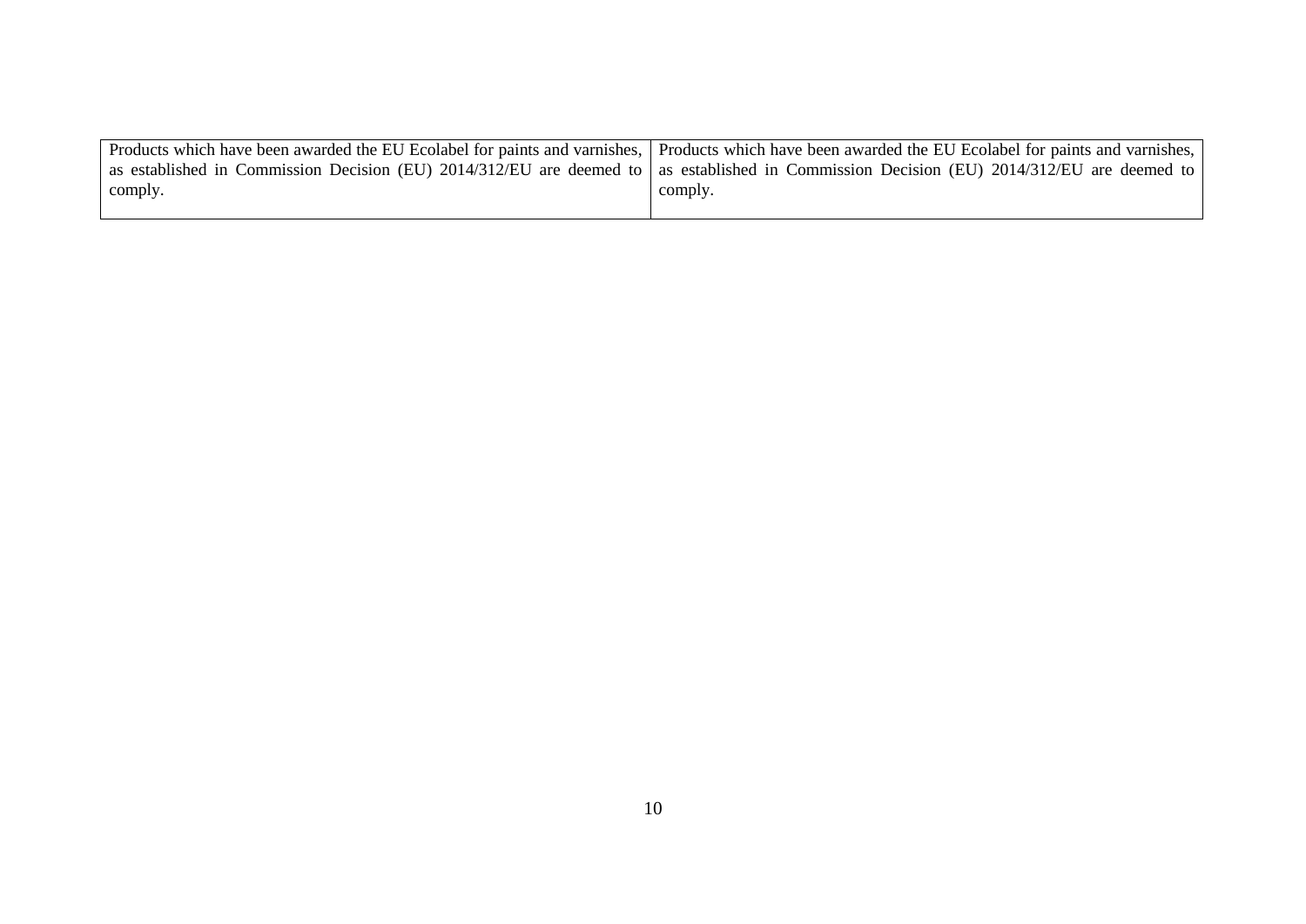| | |
|---|---|
| Products which have been awarded the EU Ecolabel for paints and varnishes, as established in Commission Decision (EU) 2014/312/EU are deemed to comply. | Products which have been awarded the EU Ecolabel for paints and varnishes, as established in Commission Decision (EU) 2014/312/EU are deemed to comply. |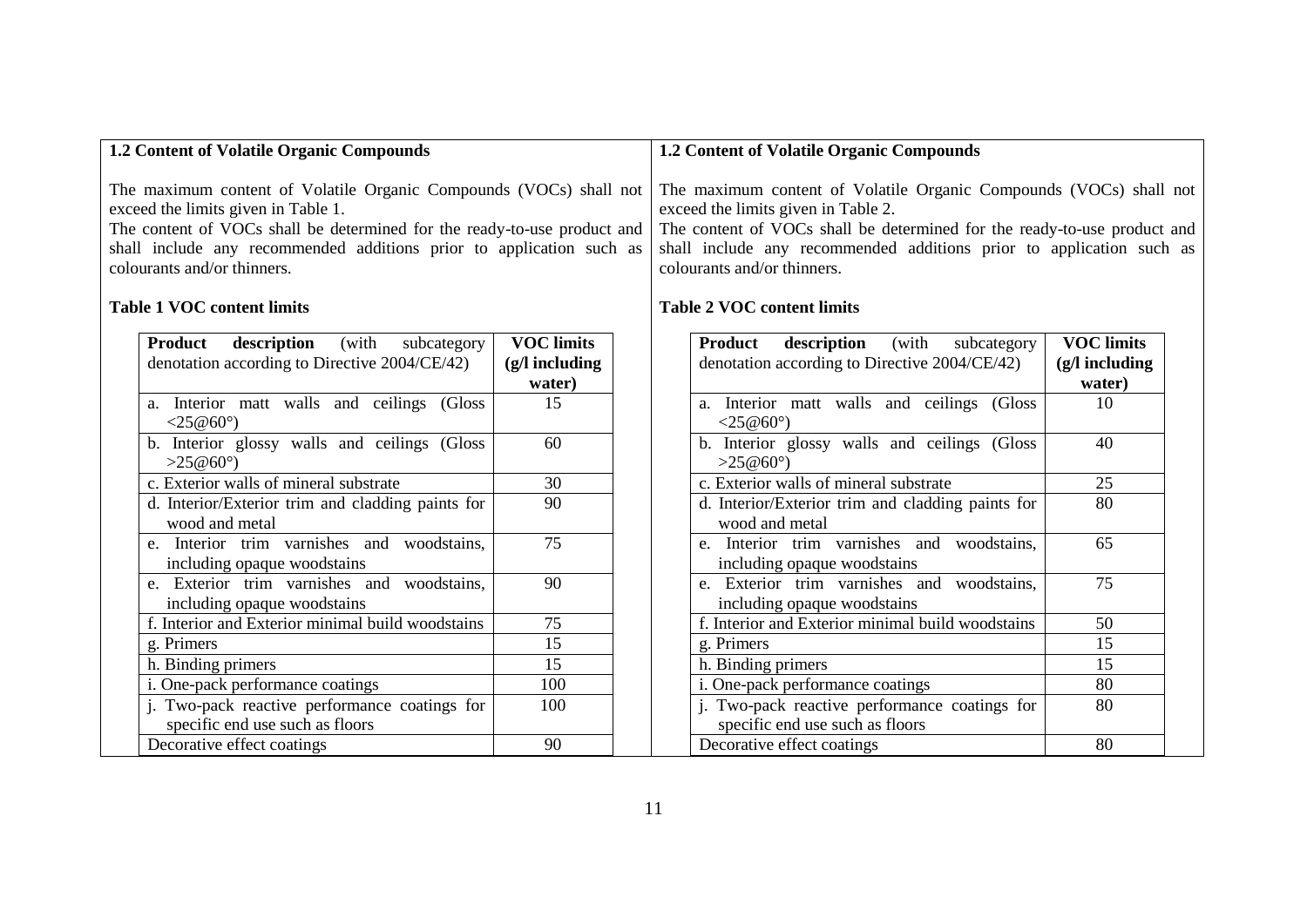## 1.2 Content of Volatile Organic Compounds

The maximum content of Volatile Organic Compounds (VOCs) shall not exceed the limits given in Table 1.
The content of VOCs shall be determined for the ready-to-use product and shall include any recommended additions prior to application such as colourants and/or thinners.

**Table 1 VOC content limits**

| **Product description** (with subcategory denotation according to Directive 2004/CE/42) | **VOC limits (g/l including water)** |
|---|---|
| a. Interior matt walls and ceilings (Gloss <25@60°) | 15 |
| b. Interior glossy walls and ceilings (Gloss >25@60°) | 60 |
| c. Exterior walls of mineral substrate | 30 |
| d. Interior/Exterior trim and cladding paints for wood and metal | 90 |
| e. Interior trim varnishes and woodstains, including opaque woodstains | 75 |
| e. Exterior trim varnishes and woodstains, including opaque woodstains | 90 |
| f. Interior and Exterior minimal build woodstains | 75 |
| g. Primers | 15 |
| h. Binding primers | 15 |
| i. One-pack performance coatings | 100 |
| j. Two-pack reactive performance coatings for specific end use such as floors | 100 |
| Decorative effect coatings | 90 |

## 1.2 Content of Volatile Organic Compounds

The maximum content of Volatile Organic Compounds (VOCs) shall not exceed the limits given in Table 2.
The content of VOCs shall be determined for the ready-to-use product and shall include any recommended additions prior to application such as colourants and/or thinners.

**Table 2 VOC content limits**

| **Product description** (with subcategory denotation according to Directive 2004/CE/42) | **VOC limits (g/l including water)** |
|---|---|
| a. Interior matt walls and ceilings (Gloss <25@60°) | 10 |
| b. Interior glossy walls and ceilings (Gloss >25@60°) | 40 |
| c. Exterior walls of mineral substrate | 25 |
| d. Interior/Exterior trim and cladding paints for wood and metal | 80 |
| e. Interior trim varnishes and woodstains, including opaque woodstains | 65 |
| e. Exterior trim varnishes and woodstains, including opaque woodstains | 75 |
| f. Interior and Exterior minimal build woodstains | 50 |
| g. Primers | 15 |
| h. Binding primers | 15 |
| i. One-pack performance coatings | 80 |
| j. Two-pack reactive performance coatings for specific end use such as floors | 80 |
| Decorative effect coatings | 80 |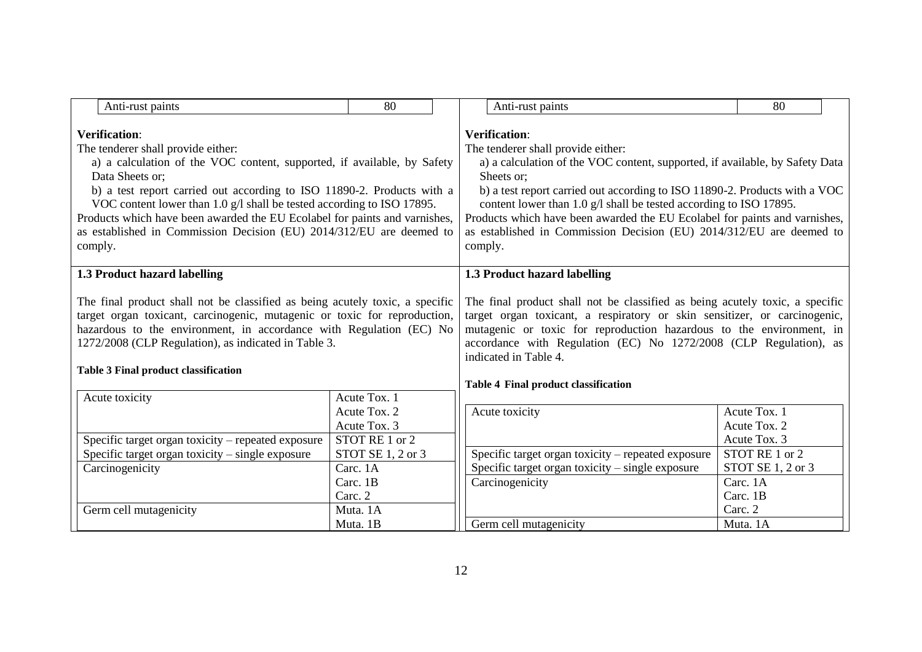| Anti-rust paints | 80 |
|---|---|

**Verification**:

The tenderer shall provide either:

a) a calculation of the VOC content, supported, if available, by Safety Data Sheets or;

b) a test report carried out according to ISO 11890-2. Products with a VOC content lower than 1.0 g/l shall be tested according to ISO 17895.

Products which have been awarded the EU Ecolabel for paints and varnishes, as established in Commission Decision (EU) 2014/312/EU are deemed to comply.

**1.3 Product hazard labelling**

The final product shall not be classified as being acutely toxic, a specific target organ toxicant, carcinogenic, mutagenic or toxic for reproduction, hazardous to the environment, in accordance with Regulation (EC) No 1272/2008 (CLP Regulation), as indicated in Table 3.

**Table 3 Final product classification**

| | |
|---|---|
| Acute toxicity | Acute Tox. 1<br>Acute Tox. 2<br>Acute Tox. 3 |
| Specific target organ toxicity – repeated exposure | STOT RE 1 or 2 |
| Specific target organ toxicity – single exposure | STOT SE 1, 2 or 3 |
| Carcinogenicity | Carc. 1A<br>Carc. 1B<br>Carc. 2 |
| Germ cell mutagenicity | Muta. 1A<br>Muta. 1B |

| Anti-rust paints | 80 |
|---|---|

**Verification**:

The tenderer shall provide either:

a) a calculation of the VOC content, supported, if available, by Safety Data Sheets or;

b) a test report carried out according to ISO 11890-2. Products with a VOC content lower than 1.0 g/l shall be tested according to ISO 17895.

Products which have been awarded the EU Ecolabel for paints and varnishes, as established in Commission Decision (EU) 2014/312/EU are deemed to comply.

**1.3 Product hazard labelling**

The final product shall not be classified as being acutely toxic, a specific target organ toxicant, a respiratory or skin sensitizer, or carcinogenic, mutagenic or toxic for reproduction hazardous to the environment, in accordance with Regulation (EC) No 1272/2008 (CLP Regulation), as indicated in Table 4.

**Table 4 Final product classification**

| | |
|---|---|
| Acute toxicity | Acute Tox. 1<br>Acute Tox. 2<br>Acute Tox. 3 |
| Specific target organ toxicity – repeated exposure | STOT RE 1 or 2 |
| Specific target organ toxicity – single exposure | STOT SE 1, 2 or 3 |
| Carcinogenicity | Carc. 1A<br>Carc. 1B<br>Carc. 2 |
| Germ cell mutagenicity | Muta. 1A |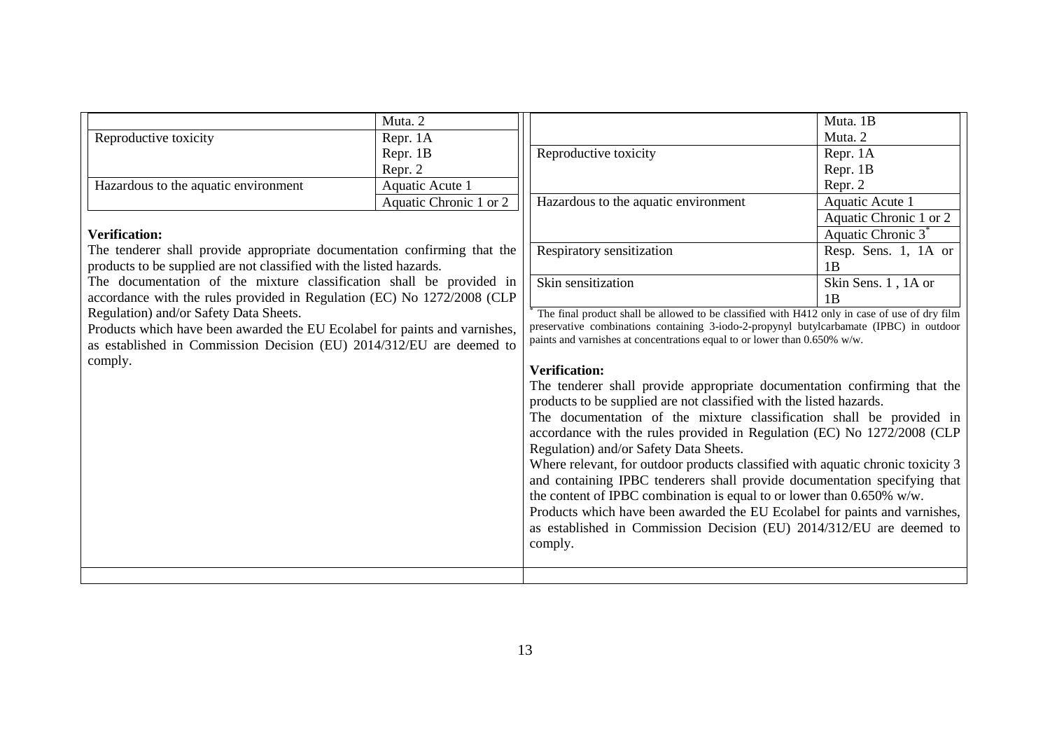| | |
|---|---|
| | Muta. 2 |
| Reproductive toxicity | Repr. 1A<br>Repr. 1B<br>Repr. 2 |
| Hazardous to the aquatic environment | Aquatic Acute 1 |
| | Aquatic Chronic 1 or 2 |

**Verification:**

The tenderer shall provide appropriate documentation confirming that the products to be supplied are not classified with the listed hazards.

The documentation of the mixture classification shall be provided in accordance with the rules provided in Regulation (EC) No 1272/2008 (CLP Regulation) and/or Safety Data Sheets.

Products which have been awarded the EU Ecolabel for paints and varnishes, as established in Commission Decision (EU) 2014/312/EU are deemed to comply.

| | |
|---|---|
| | Muta. 1B<br>Muta. 2 |
| Reproductive toxicity | Repr. 1A<br>Repr. 1B<br>Repr. 2 |
| Hazardous to the aquatic environment | Aquatic Acute 1 |
| | Aquatic Chronic 1 or 2 |
| | Aquatic Chronic 3* |
| Respiratory sensitization | Resp. Sens. 1, 1A or 1B |
| Skin sensitization | Skin Sens. 1 , 1A or 1B |

* The final product shall be allowed to be classified with H412 only in case of use of dry film preservative combinations containing 3-iodo-2-propynyl butylcarbamate (IPBC) in outdoor paints and varnishes at concentrations equal to or lower than 0.650% w/w.

**Verification:**

The tenderer shall provide appropriate documentation confirming that the products to be supplied are not classified with the listed hazards.

The documentation of the mixture classification shall be provided in accordance with the rules provided in Regulation (EC) No 1272/2008 (CLP Regulation) and/or Safety Data Sheets.

Where relevant, for outdoor products classified with aquatic chronic toxicity 3 and containing IPBC tenderers shall provide documentation specifying that the content of IPBC combination is equal to or lower than 0.650% w/w.

Products which have been awarded the EU Ecolabel for paints and varnishes, as established in Commission Decision (EU) 2014/312/EU are deemed to comply.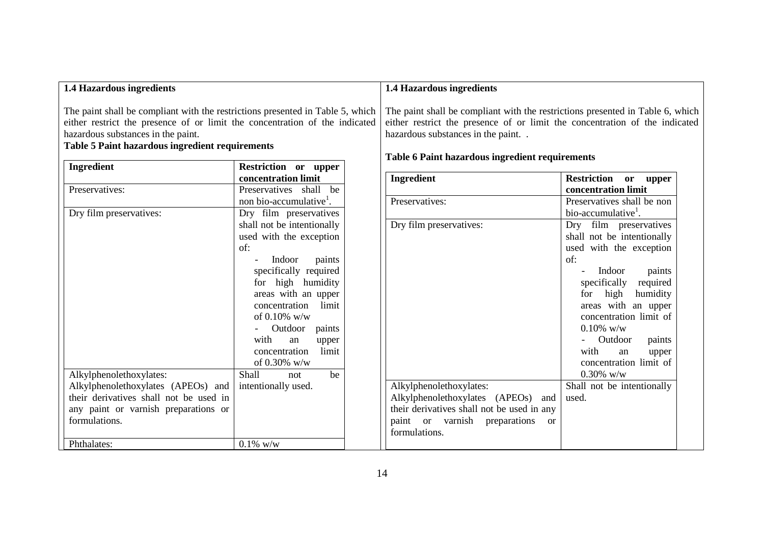**1.4 Hazardous ingredients**

The paint shall be compliant with the restrictions presented in Table 5, which either restrict the presence of or limit the concentration of the indicated hazardous substances in the paint.

**Table 5 Paint hazardous ingredient requirements**

| **Ingredient** | **Restriction or upper concentration limit** |
|---|---|
| Preservatives: | Preservatives shall be non bio-accumulative[1]. |
| Dry film preservatives: | Dry film preservatives shall not be intentionally used with the exception of:<br>- Indoor paints specifically required for high humidity areas with an upper concentration limit of 0.10% w/w<br>- Outdoor paints with an upper concentration limit of 0.30% w/w |
| Alkylphenolethoxylates:<br>Alkylphenolethoxylates (APEOs) and their derivatives shall not be used in any paint or varnish preparations or formulations. | Shall not be intentionally used. |
| Phthalates: | 0.1% w/w |

**1.4 Hazardous ingredients**

The paint shall be compliant with the restrictions presented in Table 6, which either restrict the presence of or limit the concentration of the indicated hazardous substances in the paint. .

**Table 6 Paint hazardous ingredient requirements**

| **Ingredient** | **Restriction or upper concentration limit** |
|---|---|
| Preservatives: | Preservatives shall be non bio-accumulative[1]. |
| Dry film preservatives: | Dry film preservatives shall not be intentionally used with the exception of:<br>- Indoor paints specifically required for high humidity areas with an upper concentration limit of 0.10% w/w<br>- Outdoor paints with an upper concentration limit of 0.30% w/w |
| Alkylphenolethoxylates:<br>Alkylphenolethoxylates (APEOs) and their derivatives shall not be used in any paint or varnish preparations or formulations. | Shall not be intentionally used. |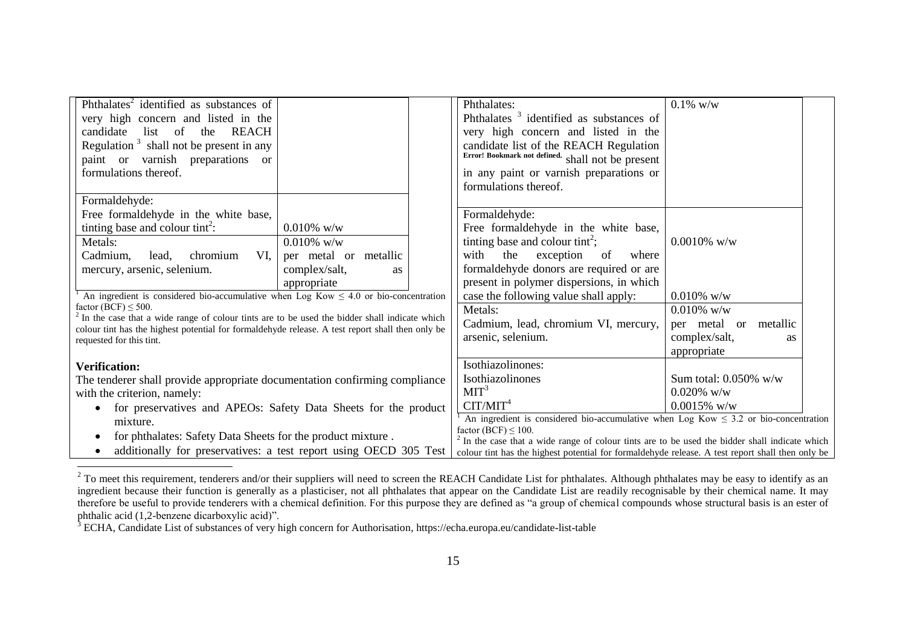| | |
|---|---|
| Phthalates[2] identified as substances of very high concern and listed in the candidate list of the REACH Regulation [3] shall not be present in any paint or varnish preparations or formulations thereof. | |
| Formaldehyde: Free formaldehyde in the white base, tinting base and colour tint[2]: | 0.010% w/w |
| Metals: Cadmium, lead, chromium VI, mercury, arsenic, selenium. | 0.010% w/w per metal or metallic complex/salt, as appropriate |

[1] An ingredient is considered bio-accumulative when Log Kow ≤ 4.0 or bio-concentration factor (BCF) ≤ 500.
[2] In the case that a wide range of colour tints are to be used the bidder shall indicate which colour tint has the highest potential for formaldehyde release. A test report shall then only be requested for this tint.

**Verification:**

The tenderer shall provide appropriate documentation confirming compliance with the criterion, namely:

- for preservatives and APEOs: Safety Data Sheets for the product mixture.
- for phthalates: Safety Data Sheets for the product mixture .
- additionally for preservatives: a test report using OECD 305 Test

| | |
|---|---|
| Phthalates: Phthalates [3] identified as substances of very high concern and listed in the candidate list of the REACH Regulation Error! Bookmark not defined. shall not be present in any paint or varnish preparations or formulations thereof. | 0.1% w/w |
| Formaldehyde: Free formaldehyde in the white base, tinting base and colour tint[2]; with the exception of where formaldehyde donors are required or are present in polymer dispersions, in which case the following value shall apply: | 0.0010% w/w<br><br>0.010% w/w |
| Metals: Cadmium, lead, chromium VI, mercury, arsenic, selenium. | 0.010% w/w per metal or metallic complex/salt, as appropriate |
| Isothiazolinones: Isothiazolinones<br>MIT[3]<br>CIT/MIT[4] | Sum total: 0.050% w/w<br>0.020% w/w<br>0.0015% w/w |

[1] An ingredient is considered bio-accumulative when Log Kow ≤ 3.2 or bio-concentration factor (BCF) ≤ 100.
[2] In the case that a wide range of colour tints are to be used the bidder shall indicate which colour tint has the highest potential for formaldehyde release. A test report shall then only be

[2] To meet this requirement, tenderers and/or their suppliers will need to screen the REACH Candidate List for phthalates. Although phthalates may be easy to identify as an ingredient because their function is generally as a plasticiser, not all phthalates that appear on the Candidate List are readily recognisable by their chemical name. It may therefore be useful to provide tenderers with a chemical definition. For this purpose they are defined as "a group of chemical compounds whose structural basis is an ester of phthalic acid (1,2-benzene dicarboxylic acid)".

[3] ECHA, Candidate List of substances of very high concern for Authorisation, https://echa.europa.eu/candidate-list-table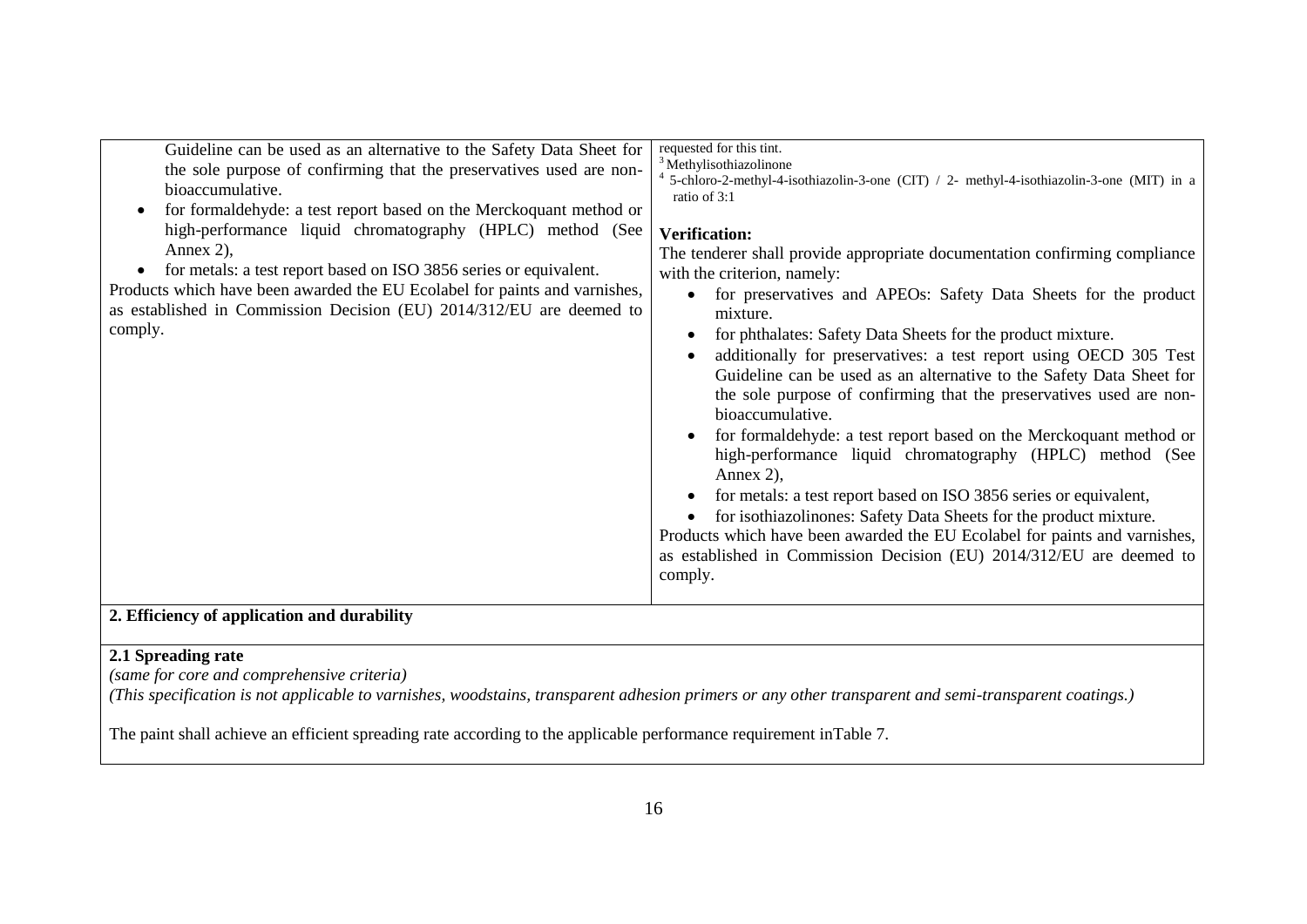| | |
|---|---|
| Guideline can be used as an alternative to the Safety Data Sheet for the sole purpose of confirming that the preservatives used are non-bioaccumulative.<br>• for formaldehyde: a test report based on the Merckoquant method or high-performance liquid chromatography (HPLC) method (See Annex 2),<br>• for metals: a test report based on ISO 3856 series or equivalent.<br>Products which have been awarded the EU Ecolabel for paints and varnishes, as established in Commission Decision (EU) 2014/312/EU are deemed to comply. | requested for this tint.<br>[3] Methylisothiazolinone<br>[4] 5-chloro-2-methyl-4-isothiazolin-3-one (CIT) / 2- methyl-4-isothiazolin-3-one (MIT) in a ratio of 3:1<br><br>**Verification:**<br>The tenderer shall provide appropriate documentation confirming compliance with the criterion, namely:<br>• for preservatives and APEOs: Safety Data Sheets for the product mixture.<br>• for phthalates: Safety Data Sheets for the product mixture.<br>• additionally for preservatives: a test report using OECD 305 Test Guideline can be used as an alternative to the Safety Data Sheet for the sole purpose of confirming that the preservatives used are non-bioaccumulative.<br>• for formaldehyde: a test report based on the Merckoquant method or high-performance liquid chromatography (HPLC) method (See Annex 2),<br>• for metals: a test report based on ISO 3856 series or equivalent,<br>• for isothiazolinones: Safety Data Sheets for the product mixture.<br>Products which have been awarded the EU Ecolabel for paints and varnishes, as established in Commission Decision (EU) 2014/312/EU are deemed to comply. |

**2. Efficiency of application and durability**

**2.1 Spreading rate**

*(same for core and comprehensive criteria)*

*(This specification is not applicable to varnishes, woodstains, transparent adhesion primers or any other transparent and semi-transparent coatings.)*

The paint shall achieve an efficient spreading rate according to the applicable performance requirement inTable 7.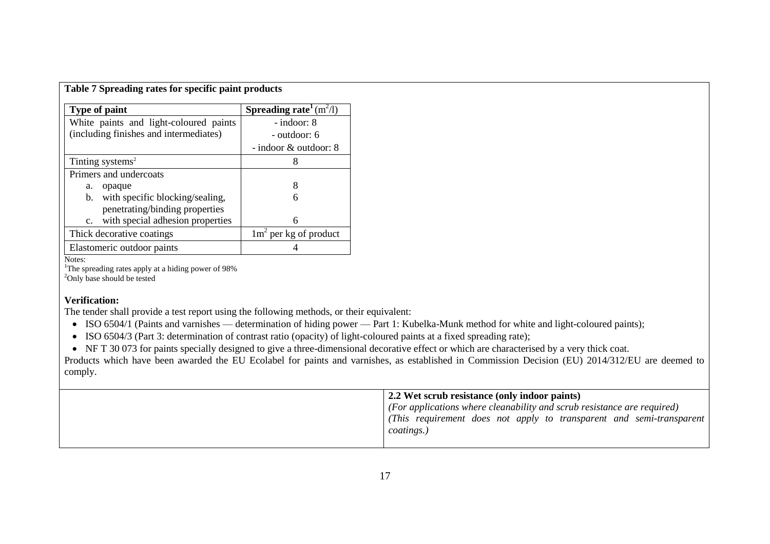**Table 7 Spreading rates for specific paint products**

| Type of paint | Spreading rate[1] ($m^2/l$) |
|---|---|
| White paints and light-coloured paints (including finishes and intermediates) | - indoor: 8<br>- outdoor: 6<br>- indoor & outdoor: 8 |
| Tinting systems[2] | 8 |
| Primers and undercoats<br>a. opaque<br>b. with specific blocking/sealing, penetrating/binding properties<br>c. with special adhesion properties | <br>8<br>6<br><br>6 |
| Thick decorative coatings | $1m^2$ per kg of product |
| Elastomeric outdoor paints | 4 |

Notes:
[1]The spreading rates apply at a hiding power of 98%
[2]Only base should be tested

**Verification:**

The tender shall provide a test report using the following methods, or their equivalent:

- ISO 6504/1 (Paints and varnishes — determination of hiding power — Part 1: Kubelka-Munk method for white and light-coloured paints);
- ISO 6504/3 (Part 3: determination of contrast ratio (opacity) of light-coloured paints at a fixed spreading rate);
- NF T 30 073 for paints specially designed to give a three-dimensional decorative effect or which are characterised by a very thick coat.

Products which have been awarded the EU Ecolabel for paints and varnishes, as established in Commission Decision (EU) 2014/312/EU are deemed to comply.

**2.2 Wet scrub resistance (only indoor paints)**

*(For applications where cleanability and scrub resistance are required)*

*(This requirement does not apply to transparent and semi-transparent coatings.)*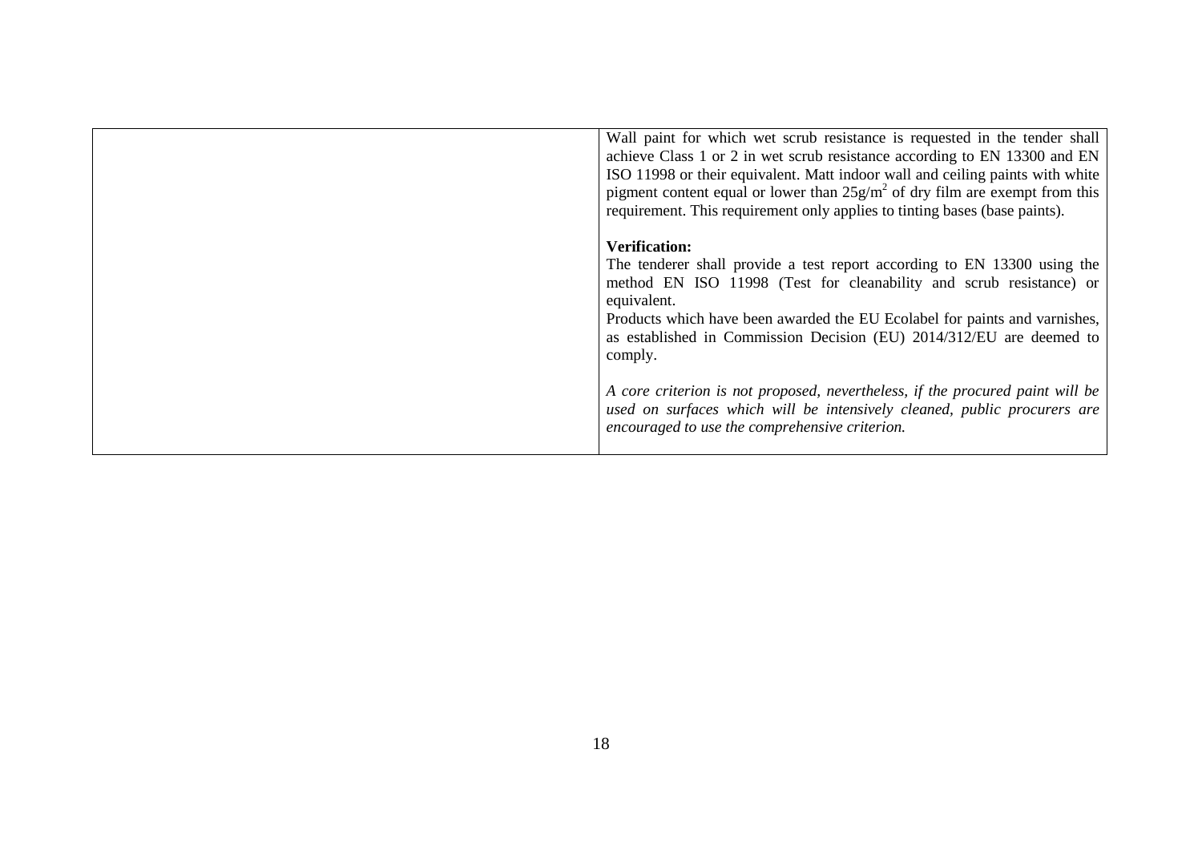| | |
|---|---|
| | Wall paint for which wet scrub resistance is requested in the tender shall achieve Class 1 or 2 in wet scrub resistance according to EN 13300 and EN ISO 11998 or their equivalent. Matt indoor wall and ceiling paints with white pigment content equal or lower than $25g/m^2$ of dry film are exempt from this requirement. This requirement only applies to tinting bases (base paints).<br><br>**Verification:**<br>The tenderer shall provide a test report according to EN 13300 using the method EN ISO 11998 (Test for cleanability and scrub resistance) or equivalent.<br>Products which have been awarded the EU Ecolabel for paints and varnishes, as established in Commission Decision (EU) 2014/312/EU are deemed to comply.<br><br>*A core criterion is not proposed, nevertheless, if the procured paint will be used on surfaces which will be intensively cleaned, public procurers are encouraged to use the comprehensive criterion.* |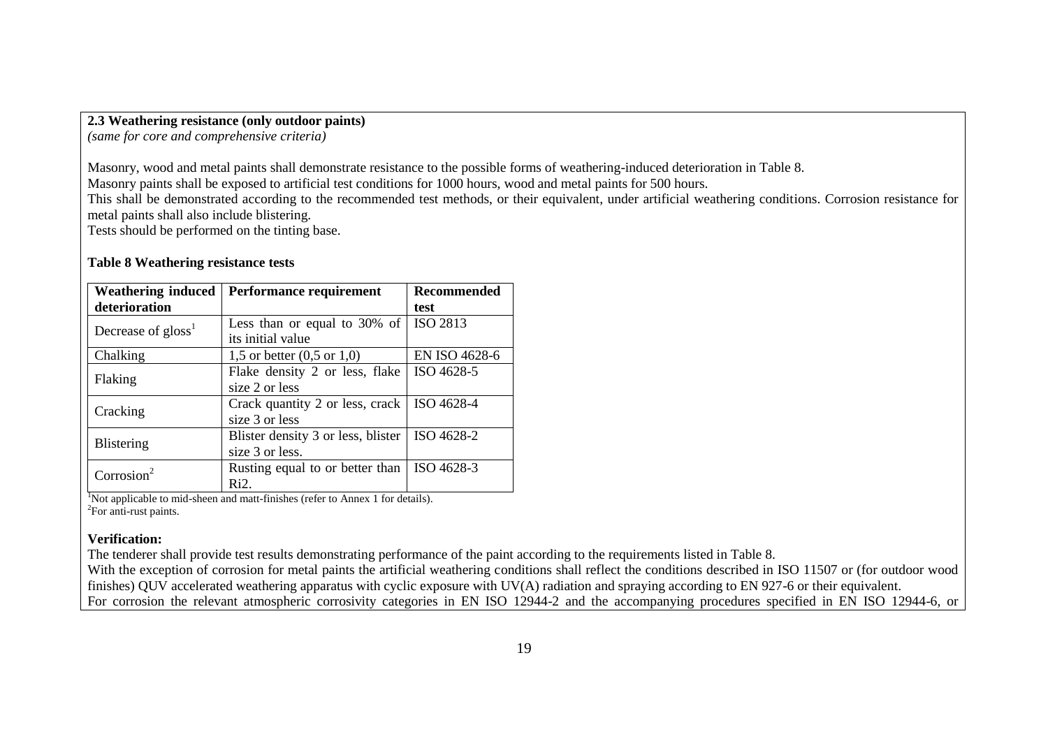**2.3 Weathering resistance (only outdoor paints)**

*(same for core and comprehensive criteria)*

Masonry, wood and metal paints shall demonstrate resistance to the possible forms of weathering-induced deterioration in Table 8.

Masonry paints shall be exposed to artificial test conditions for 1000 hours, wood and metal paints for 500 hours.

This shall be demonstrated according to the recommended test methods, or their equivalent, under artificial weathering conditions. Corrosion resistance for metal paints shall also include blistering.

Tests should be performed on the tinting base.

**Table 8 Weathering resistance tests**

| Weathering induced deterioration | Performance requirement | Recommended test |
|---|---|---|
| Decrease of gloss[1] | Less than or equal to 30% of its initial value | ISO 2813 |
| Chalking | 1,5 or better (0,5 or 1,0) | EN ISO 4628-6 |
| Flaking | Flake density 2 or less, flake size 2 or less | ISO 4628-5 |
| Cracking | Crack quantity 2 or less, crack size 3 or less | ISO 4628-4 |
| Blistering | Blister density 3 or less, blister size 3 or less. | ISO 4628-2 |
| Corrosion[2] | Rusting equal to or better than Ri2. | ISO 4628-3 |

[1]Not applicable to mid-sheen and matt-finishes (refer to Annex 1 for details).

[2]For anti-rust paints.

**Verification:**

The tenderer shall provide test results demonstrating performance of the paint according to the requirements listed in Table 8.

With the exception of corrosion for metal paints the artificial weathering conditions shall reflect the conditions described in ISO 11507 or (for outdoor wood finishes) QUV accelerated weathering apparatus with cyclic exposure with UV(A) radiation and spraying according to EN 927-6 or their equivalent.

For corrosion the relevant atmospheric corrosivity categories in EN ISO 12944-2 and the accompanying procedures specified in EN ISO 12944-6, or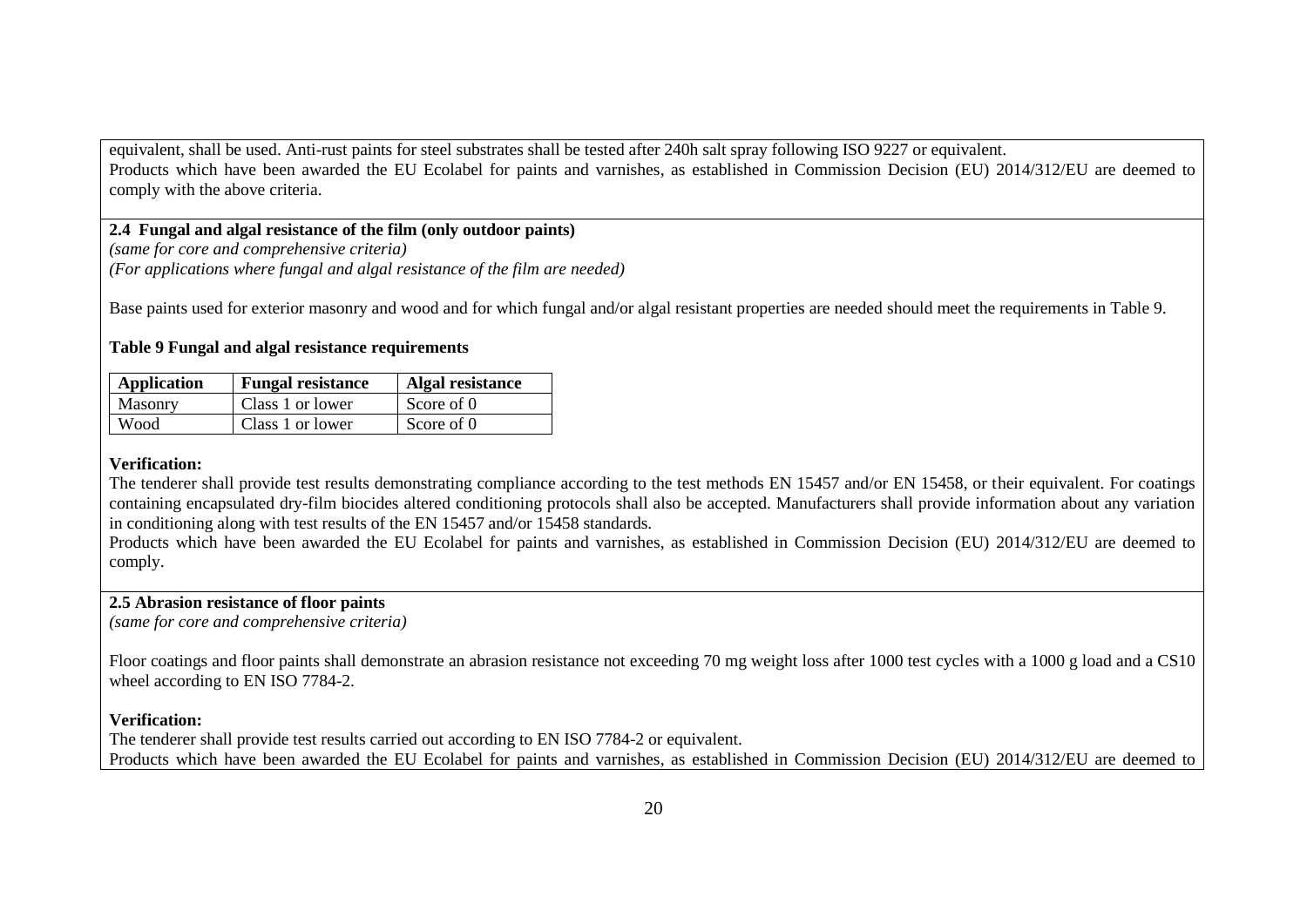equivalent, shall be used. Anti-rust paints for steel substrates shall be tested after 240h salt spray following ISO 9227 or equivalent.
Products which have been awarded the EU Ecolabel for paints and varnishes, as established in Commission Decision (EU) 2014/312/EU are deemed to comply with the above criteria.

**2.4 Fungal and algal resistance of the film (only outdoor paints)**
*(same for core and comprehensive criteria)*
*(For applications where fungal and algal resistance of the film are needed)*

Base paints used for exterior masonry and wood and for which fungal and/or algal resistant properties are needed should meet the requirements in Table 9.

**Table 9 Fungal and algal resistance requirements**

| Application | Fungal resistance | Algal resistance |
|---|---|---|
| Masonry | Class 1 or lower | Score of 0 |
| Wood | Class 1 or lower | Score of 0 |

**Verification:**
The tenderer shall provide test results demonstrating compliance according to the test methods EN 15457 and/or EN 15458, or their equivalent. For coatings containing encapsulated dry-film biocides altered conditioning protocols shall also be accepted. Manufacturers shall provide information about any variation in conditioning along with test results of the EN 15457 and/or 15458 standards.
Products which have been awarded the EU Ecolabel for paints and varnishes, as established in Commission Decision (EU) 2014/312/EU are deemed to comply.

**2.5 Abrasion resistance of floor paints**
*(same for core and comprehensive criteria)*

Floor coatings and floor paints shall demonstrate an abrasion resistance not exceeding 70 mg weight loss after 1000 test cycles with a 1000 g load and a CS10 wheel according to EN ISO 7784-2.

**Verification:**
The tenderer shall provide test results carried out according to EN ISO 7784-2 or equivalent.
Products which have been awarded the EU Ecolabel for paints and varnishes, as established in Commission Decision (EU) 2014/312/EU are deemed to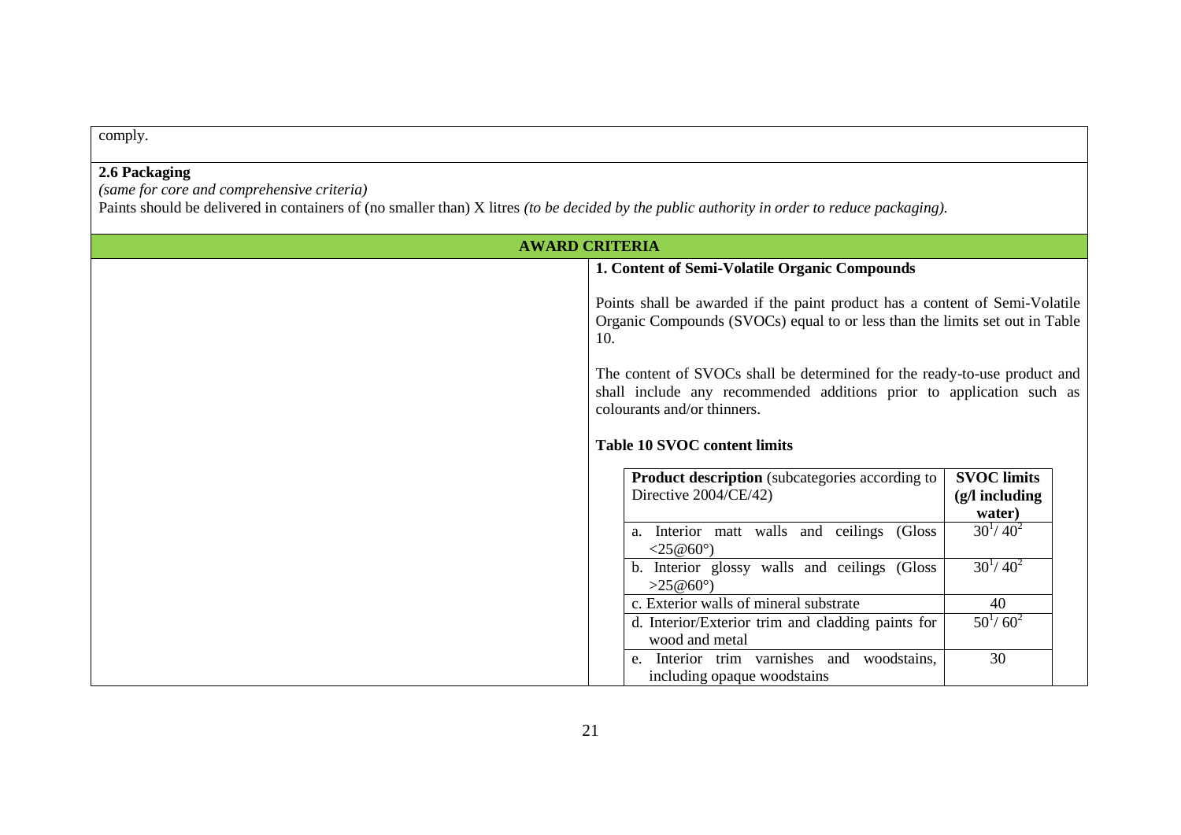comply.

**2.6 Packaging**

*(same for core and comprehensive criteria)*

Paints should be delivered in containers of (no smaller than) X litres *(to be decided by the public authority in order to reduce packaging).*

**AWARD CRITERIA**

**1. Content of Semi-Volatile Organic Compounds**

Points shall be awarded if the paint product has a content of Semi-Volatile Organic Compounds (SVOCs) equal to or less than the limits set out in Table 10.

The content of SVOCs shall be determined for the ready-to-use product and shall include any recommended additions prior to application such as colourants and/or thinners.

**Table 10 SVOC content limits**

| **Product description** (subcategories according to Directive 2004/CE/42) | **SVOC limits (g/l including water)** |
|---|---|
| a. Interior matt walls and ceilings (Gloss <25@60°) | 30[1]/ 40[2] |
| b. Interior glossy walls and ceilings (Gloss >25@60°) | 30[1]/ 40[2] |
| c. Exterior walls of mineral substrate | 40 |
| d. Interior/Exterior trim and cladding paints for wood and metal | 50[1]/ 60[2] |
| e. Interior trim varnishes and woodstains, including opaque woodstains | 30 |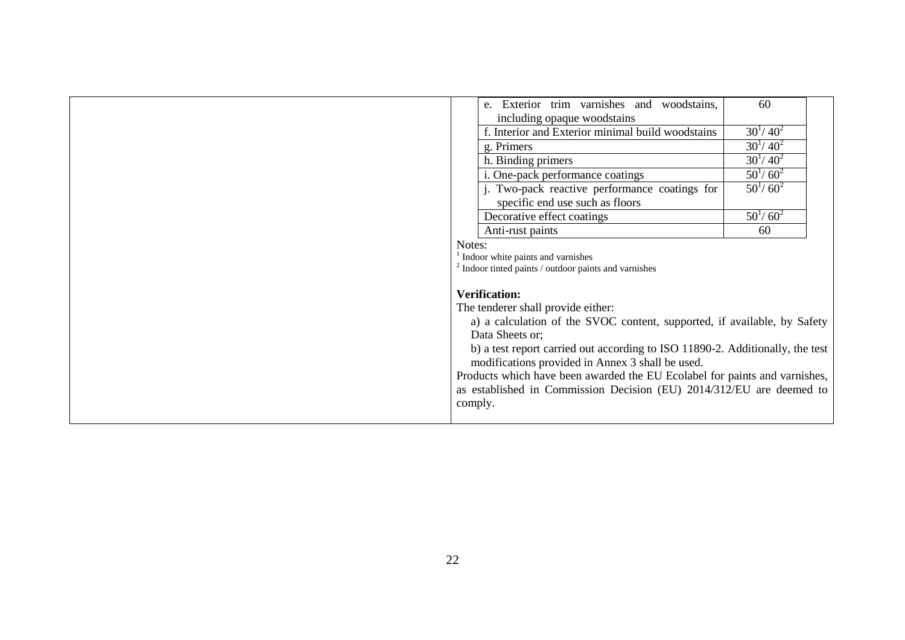| | |
|---|---|
| e. Exterior trim varnishes and woodstains, including opaque woodstains | 60 |
| f. Interior and Exterior minimal build woodstains | 30[1]/ 40[2] |
| g. Primers | 30[1]/ 40[2] |
| h. Binding primers | 30[1]/ 40[2] |
| i. One-pack performance coatings | 50[1]/ 60[2] |
| j. Two-pack reactive performance coatings for specific end use such as floors | 50[1]/ 60[2] |
| Decorative effect coatings | 50[1]/ 60[2] |
| Anti-rust paints | 60 |

Notes:
[1] Indoor white paints and varnishes
[2] Indoor tinted paints / outdoor paints and varnishes

**Verification:**

The tenderer shall provide either:

a) a calculation of the SVOC content, supported, if available, by Safety Data Sheets or;

b) a test report carried out according to ISO 11890-2. Additionally, the test modifications provided in Annex 3 shall be used.

Products which have been awarded the EU Ecolabel for paints and varnishes, as established in Commission Decision (EU) 2014/312/EU are deemed to comply.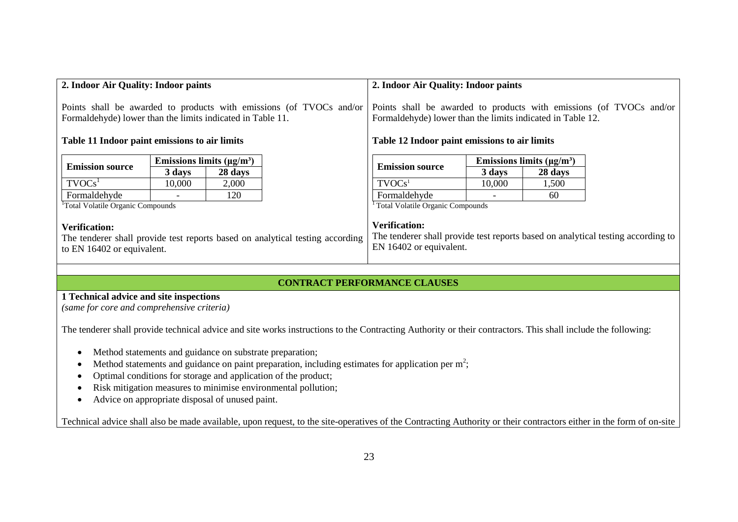### 2. Indoor Air Quality: Indoor paints

Points shall be awarded to products with emissions (of TVOCs and/or Formaldehyde) lower than the limits indicated in Table 11.

**Table 11 Indoor paint emissions to air limits**

| Emission source | Emissions limits (μg/m³) | |
|---|---|---|
| | 3 days | 28 days |
| TVOCs[1] | 10,000 | 2,000 |
| Formaldehyde | - | 120 |

[1]Total Volatile Organic Compounds

**Verification:**
The tenderer shall provide test reports based on analytical testing according to EN 16402 or equivalent.

### 2. Indoor Air Quality: Indoor paints

Points shall be awarded to products with emissions (of TVOCs and/or Formaldehyde) lower than the limits indicated in Table 12.

**Table 12 Indoor paint emissions to air limits**

| Emission source | Emissions limits (μg/m³) | |
|---|---|---|
| | 3 days | 28 days |
| TVOCs[1] | 10,000 | 1,500 |
| Formaldehyde | - | 60 |

[1] Total Volatile Organic Compounds

**Verification:**
The tenderer shall provide test reports based on analytical testing according to EN 16402 or equivalent.

## CONTRACT PERFORMANCE CLAUSES

**1 Technical advice and site inspections**
*(same for core and comprehensive criteria)*

The tenderer shall provide technical advice and site works instructions to the Contracting Authority or their contractors. This shall include the following:

- Method statements and guidance on substrate preparation;
- Method statements and guidance on paint preparation, including estimates for application per $m^2$;
- Optimal conditions for storage and application of the product;
- Risk mitigation measures to minimise environmental pollution;
- Advice on appropriate disposal of unused paint.

Technical advice shall also be made available, upon request, to the site-operatives of the Contracting Authority or their contractors either in the form of on-site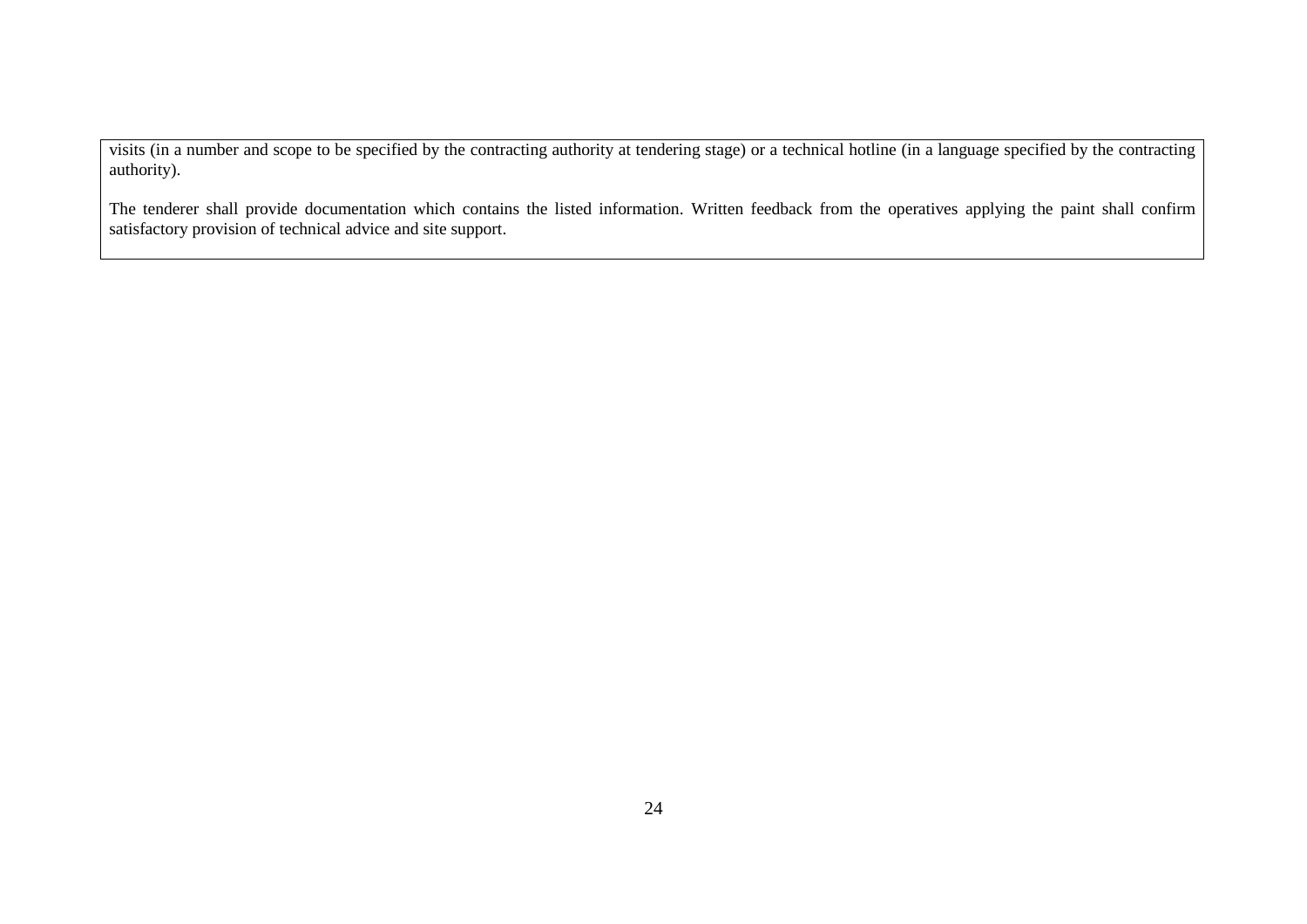visits (in a number and scope to be specified by the contracting authority at tendering stage) or a technical hotline (in a language specified by the contracting authority).

The tenderer shall provide documentation which contains the listed information. Written feedback from the operatives applying the paint shall confirm satisfactory provision of technical advice and site support.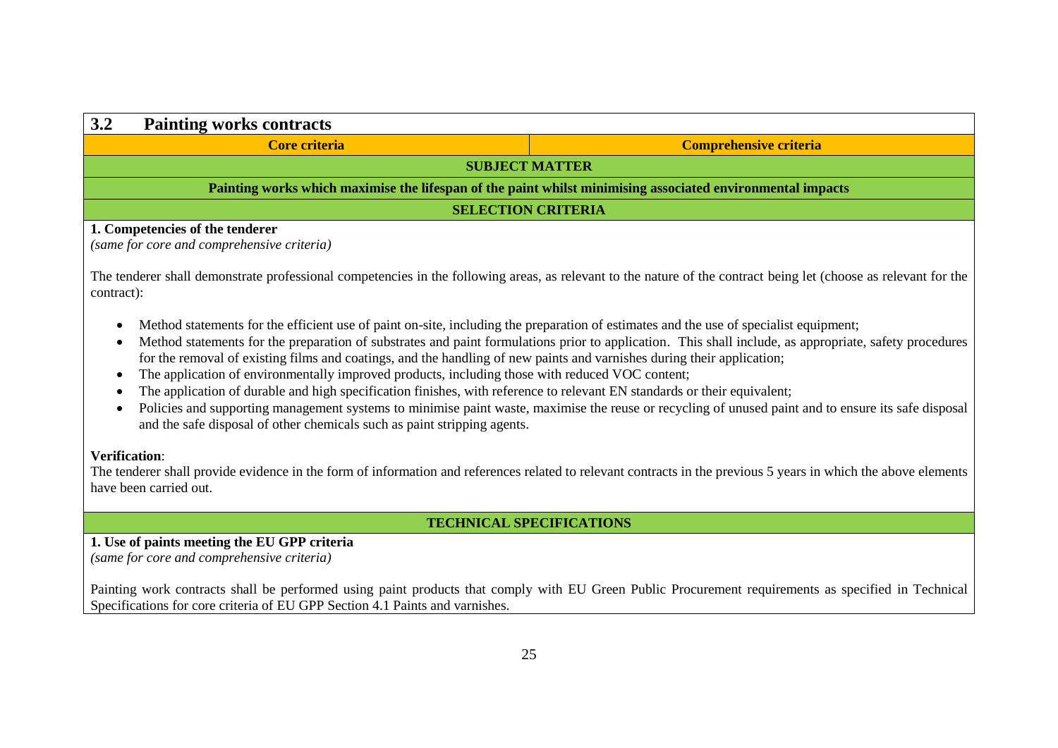## 3.2 Painting works contracts

| Core criteria | Comprehensive criteria |
|---|---|

**SUBJECT MATTER**

**Painting works which maximise the lifespan of the paint whilst minimising associated environmental impacts**

**SELECTION CRITERIA**

**1. Competencies of the tenderer**

*(same for core and comprehensive criteria)*

The tenderer shall demonstrate professional competencies in the following areas, as relevant to the nature of the contract being let (choose as relevant for the contract):

- Method statements for the efficient use of paint on-site, including the preparation of estimates and the use of specialist equipment;
- Method statements for the preparation of substrates and paint formulations prior to application. This shall include, as appropriate, safety procedures for the removal of existing films and coatings, and the handling of new paints and varnishes during their application;
- The application of environmentally improved products, including those with reduced VOC content;
- The application of durable and high specification finishes, with reference to relevant EN standards or their equivalent;
- Policies and supporting management systems to minimise paint waste, maximise the reuse or recycling of unused paint and to ensure its safe disposal and the safe disposal of other chemicals such as paint stripping agents.

**Verification**:

The tenderer shall provide evidence in the form of information and references related to relevant contracts in the previous 5 years in which the above elements have been carried out.

**TECHNICAL SPECIFICATIONS**

**1. Use of paints meeting the EU GPP criteria**

*(same for core and comprehensive criteria)*

Painting work contracts shall be performed using paint products that comply with EU Green Public Procurement requirements as specified in Technical Specifications for core criteria of EU GPP Section 4.1 Paints and varnishes.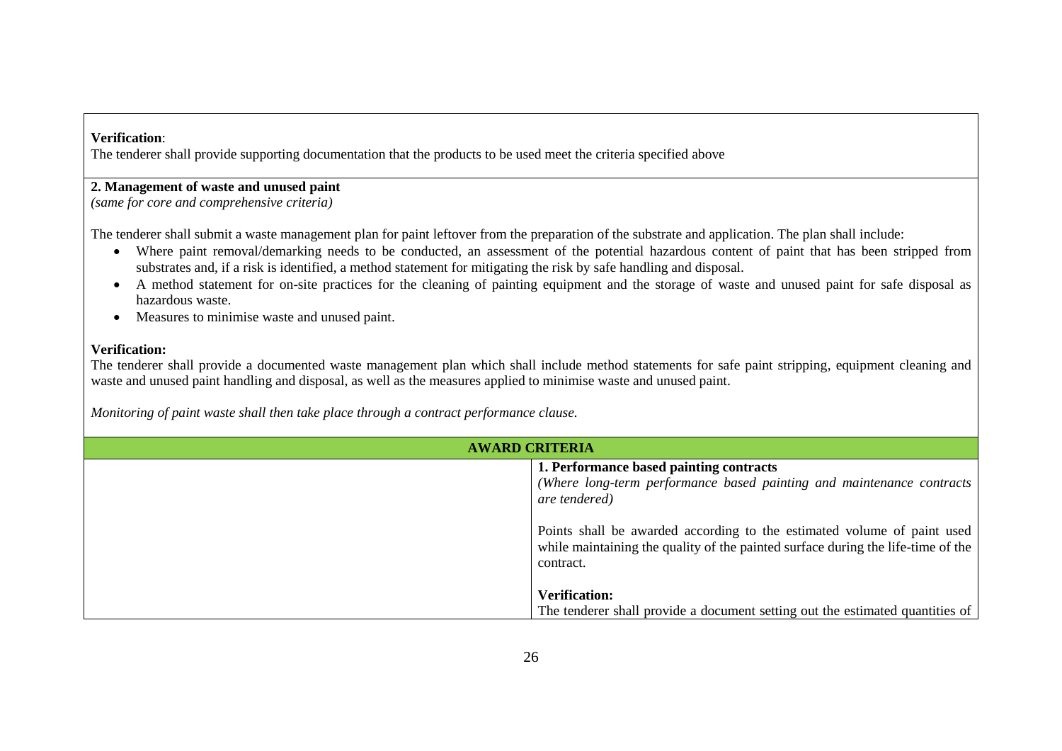**Verification**:
The tenderer shall provide supporting documentation that the products to be used meet the criteria specified above

**2. Management of waste and unused paint**
*(same for core and comprehensive criteria)*

The tenderer shall submit a waste management plan for paint leftover from the preparation of the substrate and application. The plan shall include:

- Where paint removal/demarking needs to be conducted, an assessment of the potential hazardous content of paint that has been stripped from substrates and, if a risk is identified, a method statement for mitigating the risk by safe handling and disposal.
- A method statement for on-site practices for the cleaning of painting equipment and the storage of waste and unused paint for safe disposal as hazardous waste.
- Measures to minimise waste and unused paint.

**Verification:**
The tenderer shall provide a documented waste management plan which shall include method statements for safe paint stripping, equipment cleaning and waste and unused paint handling and disposal, as well as the measures applied to minimise waste and unused paint.

*Monitoring of paint waste shall then take place through a contract performance clause.*

| AWARD CRITERIA | |
|---|---|
| | **1. Performance based painting contracts**<br>*(Where long-term performance based painting and maintenance contracts are tendered)*<br><br>Points shall be awarded according to the estimated volume of paint used while maintaining the quality of the painted surface during the life-time of the contract.<br><br>**Verification:**<br>The tenderer shall provide a document setting out the estimated quantities of |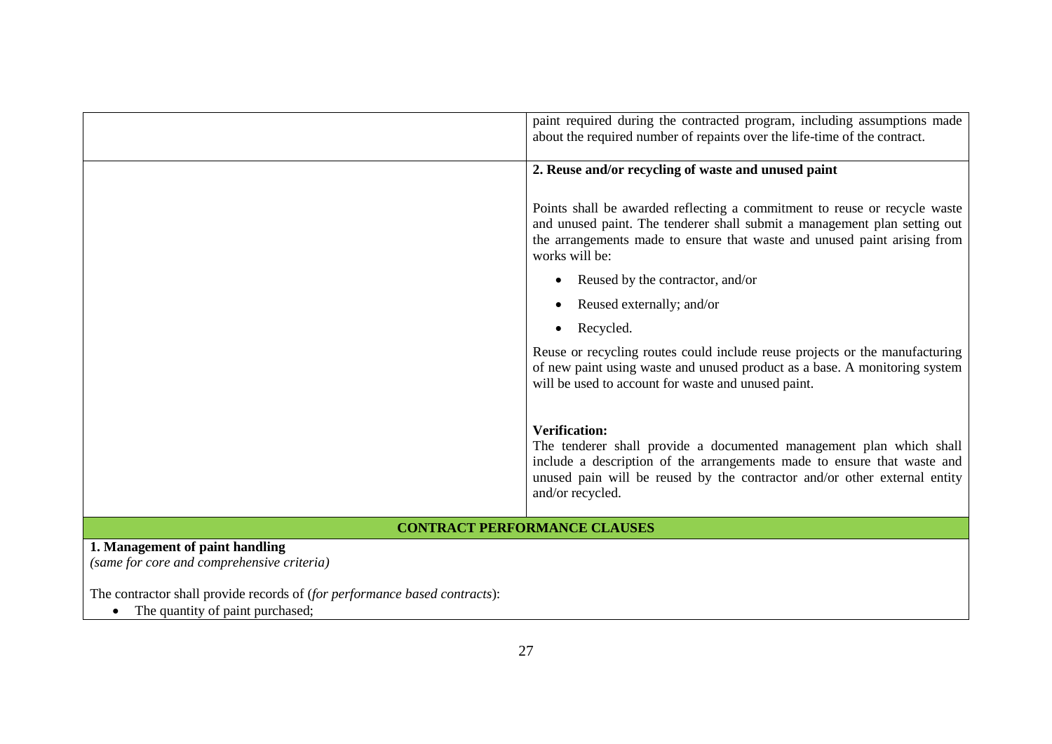| | |
|---|---|
| | paint required during the contracted program, including assumptions made about the required number of repaints over the life-time of the contract. |
| | **2. Reuse and/or recycling of waste and unused paint**<br><br>Points shall be awarded reflecting a commitment to reuse or recycle waste and unused paint. The tenderer shall submit a management plan setting out the arrangements made to ensure that waste and unused paint arising from works will be:<br><br>• Reused by the contractor, and/or<br>• Reused externally; and/or<br>• Recycled.<br><br>Reuse or recycling routes could include reuse projects or the manufacturing of new paint using waste and unused product as a base. A monitoring system will be used to account for waste and unused paint.<br><br>**Verification:**<br>The tenderer shall provide a documented management plan which shall include a description of the arrangements made to ensure that waste and unused pain will be reused by the contractor and/or other external entity and/or recycled. |

**CONTRACT PERFORMANCE CLAUSES**

**1. Management of paint handling**
*(same for core and comprehensive criteria)*

The contractor shall provide records of (*for performance based contracts*):

- The quantity of paint purchased;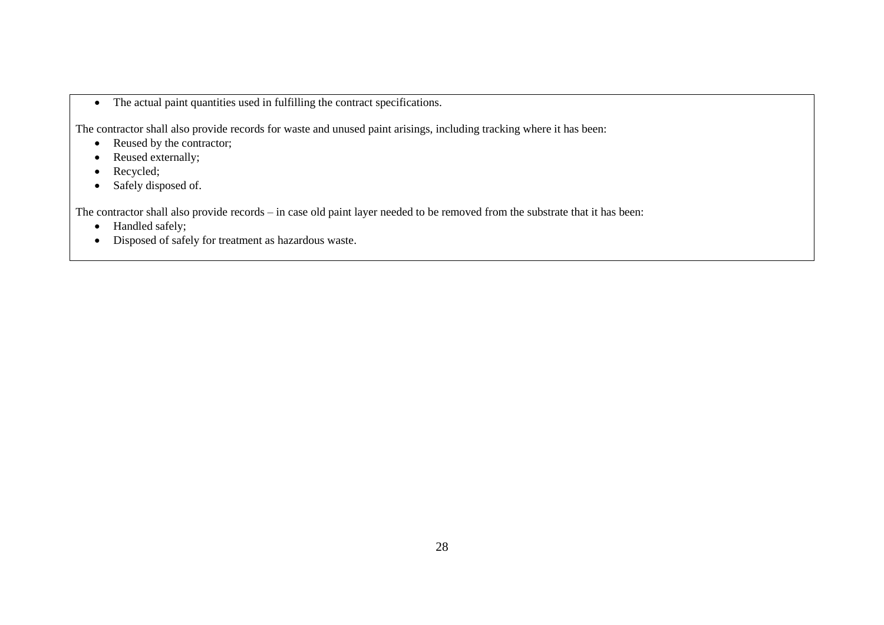- The actual paint quantities used in fulfilling the contract specifications.

The contractor shall also provide records for waste and unused paint arisings, including tracking where it has been:

- Reused by the contractor;
- Reused externally;
- Recycled;
- Safely disposed of.

The contractor shall also provide records – in case old paint layer needed to be removed from the substrate that it has been:

- Handled safely;
- Disposed of safely for treatment as hazardous waste.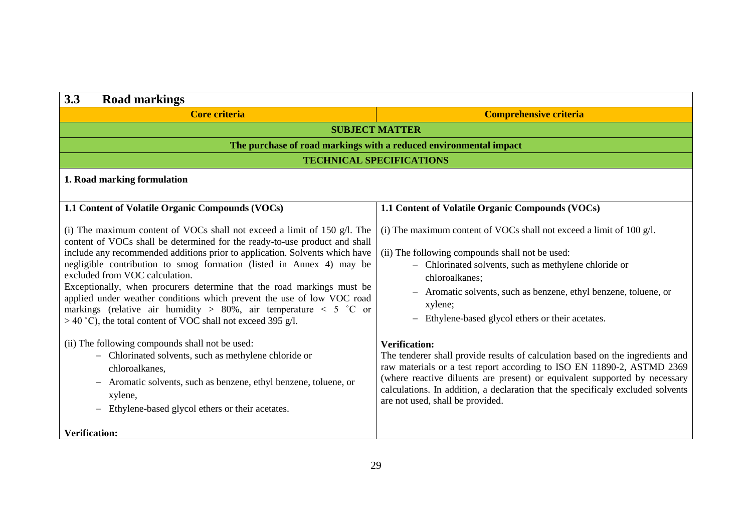| 3.3 Road markings | |
|---|---|
| **Core criteria** | **Comprehensive criteria** |
| **SUBJECT MATTER** | |
| **The purchase of road markings with a reduced environmental impact** | |
| **TECHNICAL SPECIFICATIONS** | |
| **1. Road marking formulation** | |
| **1.1 Content of Volatile Organic Compounds (VOCs)**<br><br>(i) The maximum content of VOCs shall not exceed a limit of 150 g/l. The content of VOCs shall be determined for the ready-to-use product and shall include any recommended additions prior to application. Solvents which have negligible contribution to smog formation (listed in Annex 4) may be excluded from VOC calculation.<br>Exceptionally, when procurers determine that the road markings must be applied under weather conditions which prevent the use of low VOC road markings (relative air humidity > 80%, air temperature < 5 ˚C or > 40 ˚C), the total content of VOC shall not exceed 395 g/l.<br><br>(ii) The following compounds shall not be used:<br>– Chlorinated solvents, such as methylene chloride or chloroalkanes,<br>– Aromatic solvents, such as benzene, ethyl benzene, toluene, or xylene,<br>– Ethylene-based glycol ethers or their acetates.<br><br>**Verification:** | **1.1 Content of Volatile Organic Compounds (VOCs)**<br><br>(i) The maximum content of VOCs shall not exceed a limit of 100 g/l.<br><br>(ii) The following compounds shall not be used:<br>– Chlorinated solvents, such as methylene chloride or chloroalkanes;<br>– Aromatic solvents, such as benzene, ethyl benzene, toluene, or xylene;<br>– Ethylene-based glycol ethers or their acetates.<br><br>**Verification:**<br>The tenderer shall provide results of calculation based on the ingredients and raw materials or a test report according to ISO EN 11890-2, ASTMD 2369 (where reactive diluents are present) or equivalent supported by necessary calculations. In addition, a declaration that the specificaly excluded solvents are not used, shall be provided. |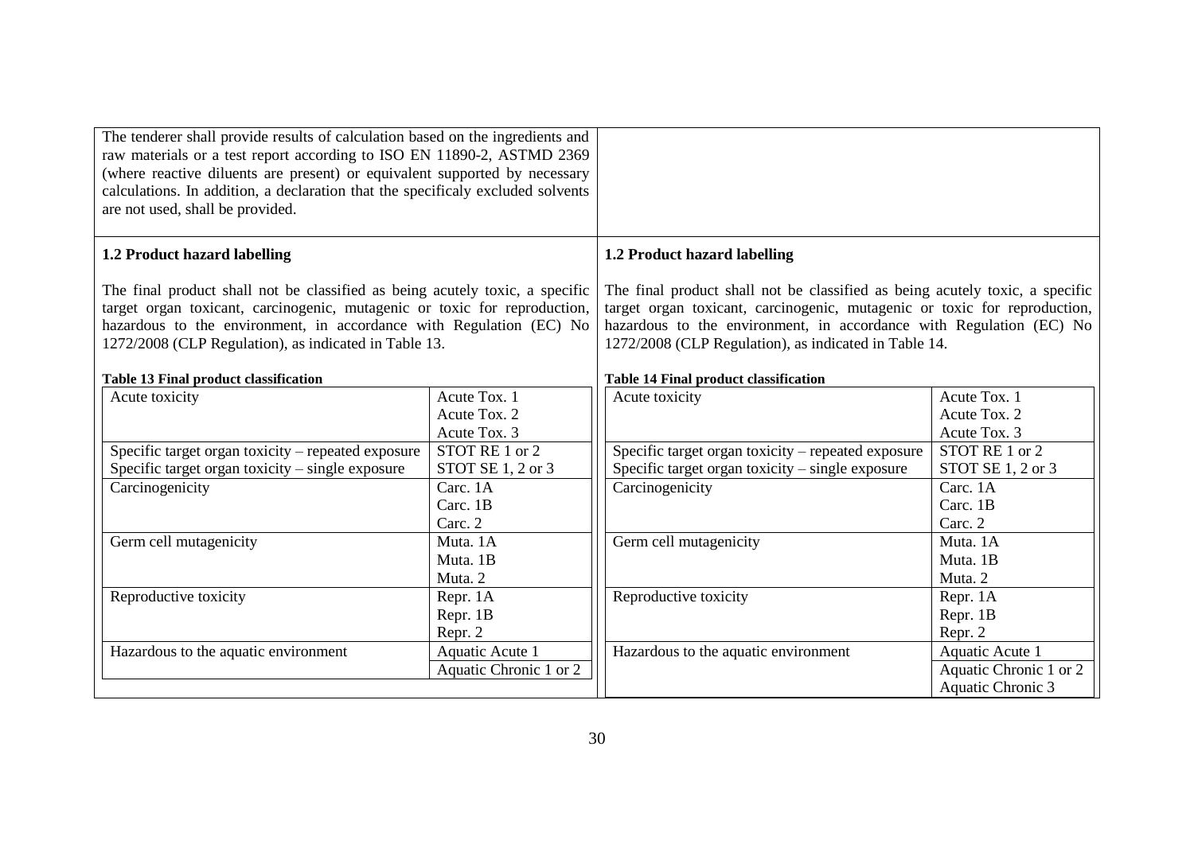The tenderer shall provide results of calculation based on the ingredients and raw materials or a test report according to ISO EN 11890-2, ASTMD 2369 (where reactive diluents are present) or equivalent supported by necessary calculations. In addition, a declaration that the specificaly excluded solvents are not used, shall be provided.

**1.2 Product hazard labelling**

The final product shall not be classified as being acutely toxic, a specific target organ toxicant, carcinogenic, mutagenic or toxic for reproduction, hazardous to the environment, in accordance with Regulation (EC) No 1272/2008 (CLP Regulation), as indicated in Table 13.

**Table 13 Final product classification**

| | |
|---|---|
| Acute toxicity | Acute Tox. 1<br>Acute Tox. 2<br>Acute Tox. 3 |
| Specific target organ toxicity – repeated exposure | STOT RE 1 or 2 |
| Specific target organ toxicity – single exposure | STOT SE 1, 2 or 3 |
| Carcinogenicity | Carc. 1A<br>Carc. 1B<br>Carc. 2 |
| Germ cell mutagenicity | Muta. 1A<br>Muta. 1B<br>Muta. 2 |
| Reproductive toxicity | Repr. 1A<br>Repr. 1B<br>Repr. 2 |
| Hazardous to the aquatic environment | Aquatic Acute 1<br>Aquatic Chronic 1 or 2 |

**1.2 Product hazard labelling**

The final product shall not be classified as being acutely toxic, a specific target organ toxicant, carcinogenic, mutagenic or toxic for reproduction, hazardous to the environment, in accordance with Regulation (EC) No 1272/2008 (CLP Regulation), as indicated in Table 14.

**Table 14 Final product classification**

| | |
|---|---|
| Acute toxicity | Acute Tox. 1<br>Acute Tox. 2<br>Acute Tox. 3 |
| Specific target organ toxicity – repeated exposure | STOT RE 1 or 2 |
| Specific target organ toxicity – single exposure | STOT SE 1, 2 or 3 |
| Carcinogenicity | Carc. 1A<br>Carc. 1B<br>Carc. 2 |
| Germ cell mutagenicity | Muta. 1A<br>Muta. 1B<br>Muta. 2 |
| Reproductive toxicity | Repr. 1A<br>Repr. 1B<br>Repr. 2 |
| Hazardous to the aquatic environment | Aquatic Acute 1<br>Aquatic Chronic 1 or 2<br>Aquatic Chronic 3 |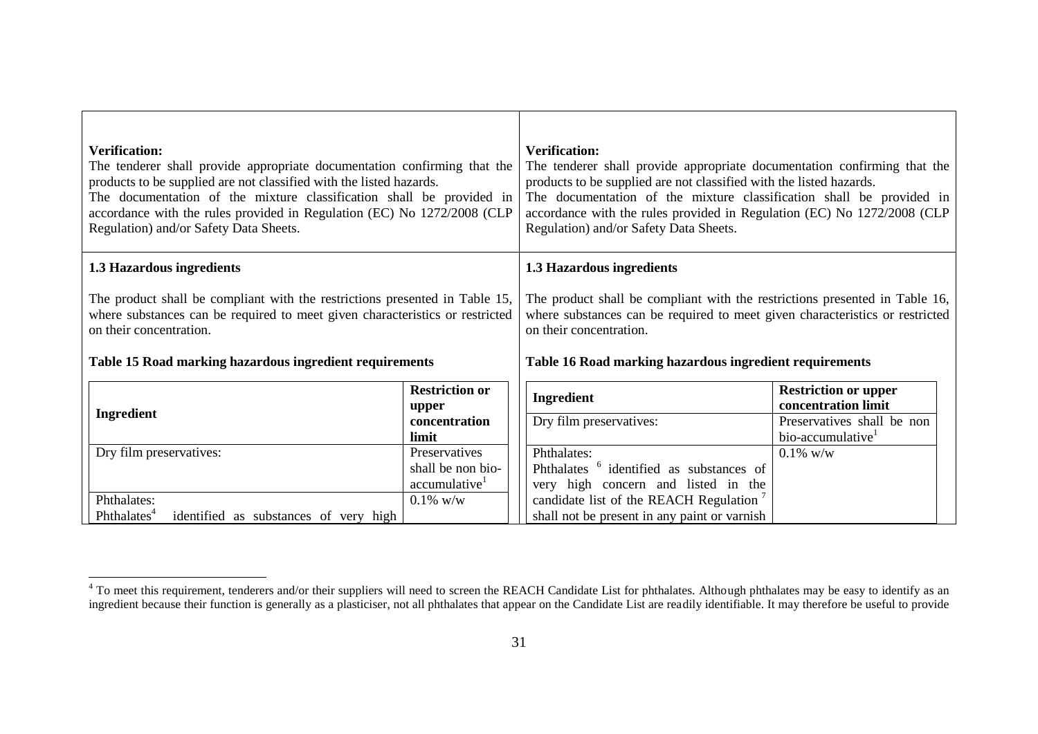**Verification:**
The tenderer shall provide appropriate documentation confirming that the products to be supplied are not classified with the listed hazards.
The documentation of the mixture classification shall be provided in accordance with the rules provided in Regulation (EC) No 1272/2008 (CLP Regulation) and/or Safety Data Sheets.

**1.3 Hazardous ingredients**

The product shall be compliant with the restrictions presented in Table 15, where substances can be required to meet given characteristics or restricted on their concentration.

**Table 15 Road marking hazardous ingredient requirements**

| Ingredient | Restriction or upper concentration limit |
|---|---|
| Dry film preservatives: | Preservatives shall be non bio-accumulative[1] |
| Phthalates: Phthalates[4] identified as substances of very high | 0.1% w/w |

**Verification:**
The tenderer shall provide appropriate documentation confirming that the products to be supplied are not classified with the listed hazards.
The documentation of the mixture classification shall be provided in accordance with the rules provided in Regulation (EC) No 1272/2008 (CLP Regulation) and/or Safety Data Sheets.

**1.3 Hazardous ingredients**

The product shall be compliant with the restrictions presented in Table 16, where substances can be required to meet given characteristics or restricted on their concentration.

**Table 16 Road marking hazardous ingredient requirements**

| Ingredient | Restriction or upper concentration limit |
|---|---|
| Dry film preservatives: | Preservatives shall be non bio-accumulative[1] |
| Phthalates: Phthalates [6] identified as substances of very high concern and listed in the candidate list of the REACH Regulation [7] shall not be present in any paint or varnish | 0.1% w/w |

[4] To meet this requirement, tenderers and/or their suppliers will need to screen the REACH Candidate List for phthalates. Although phthalates may be easy to identify as an ingredient because their function is generally as a plasticiser, not all phthalates that appear on the Candidate List are readily identifiable. It may therefore be useful to provide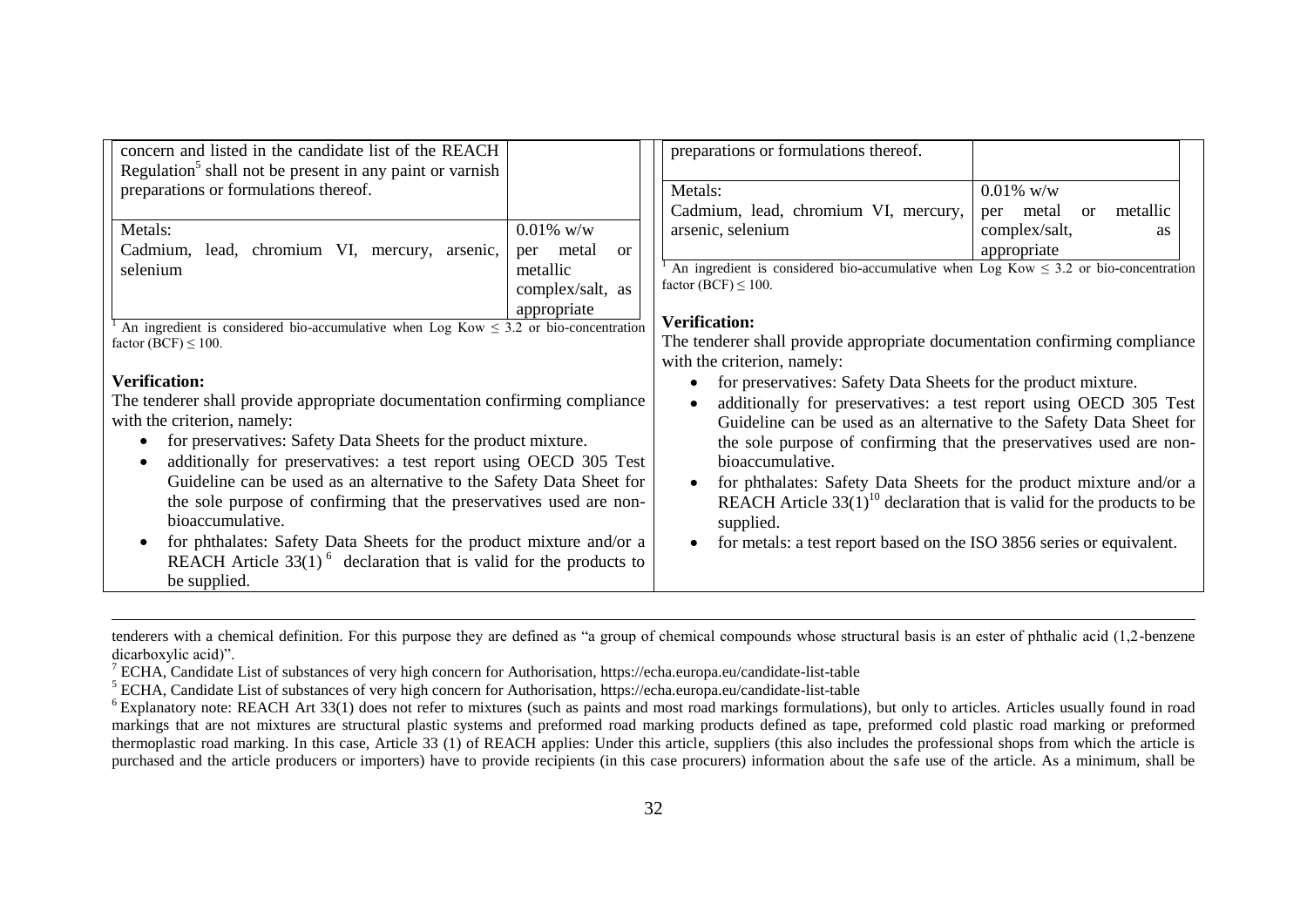concern and listed in the candidate list of the REACH Regulation[5] shall not be present in any paint or varnish preparations or formulations thereof.

| Metals: Cadmium, lead, chromium VI, mercury, arsenic, selenium | 0.01% w/w per metal or metallic complex/salt, as appropriate |
|---|---|

[1] An ingredient is considered bio-accumulative when Log Kow ≤ 3.2 or bio-concentration factor (BCF) ≤ 100.

**Verification:**

The tenderer shall provide appropriate documentation confirming compliance with the criterion, namely:

- for preservatives: Safety Data Sheets for the product mixture.
- additionally for preservatives: a test report using OECD 305 Test Guideline can be used as an alternative to the Safety Data Sheet for the sole purpose of confirming that the preservatives used are non-bioaccumulative.
- for phthalates: Safety Data Sheets for the product mixture and/or a REACH Article 33(1)[6] declaration that is valid for the products to be supplied.

preparations or formulations thereof.

| Metals: Cadmium, lead, chromium VI, mercury, arsenic, selenium | 0.01% w/w per metal or metallic complex/salt, as appropriate |
|---|---|

[1] An ingredient is considered bio-accumulative when Log Kow ≤ 3.2 or bio-concentration factor (BCF) ≤ 100.

**Verification:**

The tenderer shall provide appropriate documentation confirming compliance with the criterion, namely:

- for preservatives: Safety Data Sheets for the product mixture.
- additionally for preservatives: a test report using OECD 305 Test Guideline can be used as an alternative to the Safety Data Sheet for the sole purpose of confirming that the preservatives used are non-bioaccumulative.
- for phthalates: Safety Data Sheets for the product mixture and/or a REACH Article 33(1)[10] declaration that is valid for the products to be supplied.
- for metals: a test report based on the ISO 3856 series or equivalent.

---

tenderers with a chemical definition. For this purpose they are defined as "a group of chemical compounds whose structural basis is an ester of phthalic acid (1,2-benzene dicarboxylic acid)".

[7] ECHA, Candidate List of substances of very high concern for Authorisation, https://echa.europa.eu/candidate-list-table

[5] ECHA, Candidate List of substances of very high concern for Authorisation, https://echa.europa.eu/candidate-list-table

[6] Explanatory note: REACH Art 33(1) does not refer to mixtures (such as paints and most road markings formulations), but only to articles. Articles usually found in road markings that are not mixtures are structural plastic systems and preformed road marking products defined as tape, preformed cold plastic road marking or preformed thermoplastic road marking. In this case, Article 33 (1) of REACH applies: Under this article, suppliers (this also includes the professional shops from which the article is purchased and the article producers or importers) have to provide recipients (in this case procurers) information about the safe use of the article. As a minimum, shall be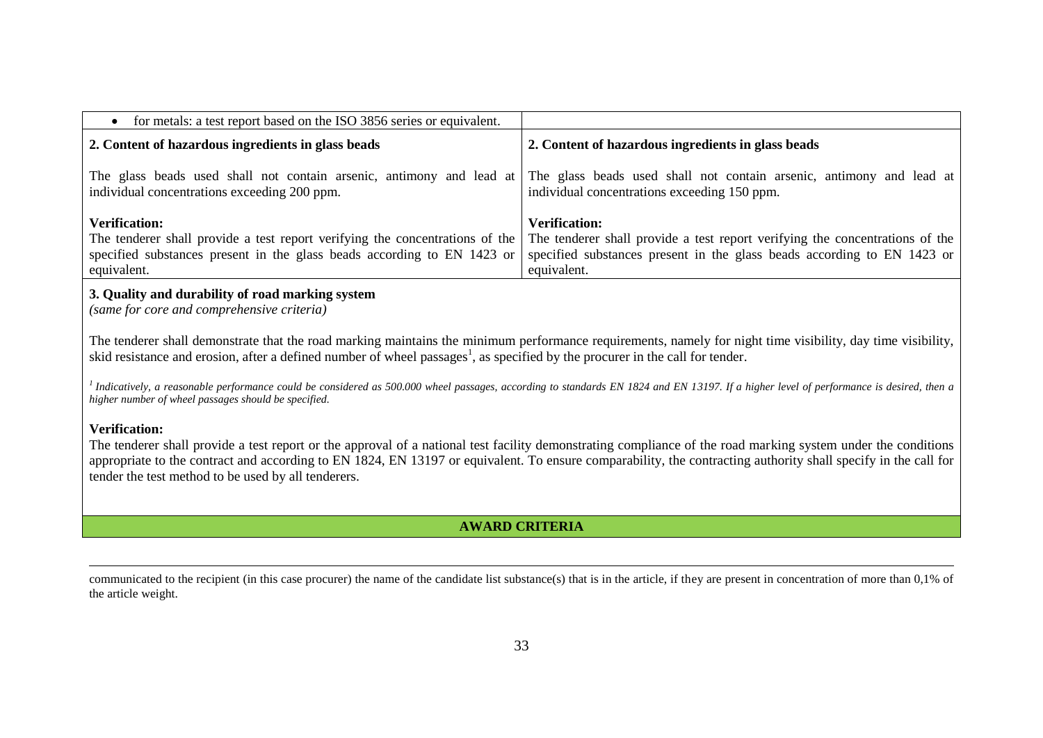| | |
|---|---|
| • for metals: a test report based on the ISO 3856 series or equivalent. | |
| **2. Content of hazardous ingredients in glass beads**<br><br>The glass beads used shall not contain arsenic, antimony and lead at individual concentrations exceeding 200 ppm.<br><br>**Verification:**<br>The tenderer shall provide a test report verifying the concentrations of the specified substances present in the glass beads according to EN 1423 or equivalent. | **2. Content of hazardous ingredients in glass beads**<br><br>The glass beads used shall not contain arsenic, antimony and lead at individual concentrations exceeding 150 ppm.<br><br>**Verification:**<br>The tenderer shall provide a test report verifying the concentrations of the specified substances present in the glass beads according to EN 1423 or equivalent. |

**3. Quality and durability of road marking system**

*(same for core and comprehensive criteria)*

The tenderer shall demonstrate that the road marking maintains the minimum performance requirements, namely for night time visibility, day time visibility, skid resistance and erosion, after a defined number of wheel passages[1], as specified by the procurer in the call for tender.

*[1] Indicatively, a reasonable performance could be considered as 500.000 wheel passages, according to standards EN 1824 and EN 13197. If a higher level of performance is desired, then a higher number of wheel passages should be specified.*

**Verification:**

The tenderer shall provide a test report or the approval of a national test facility demonstrating compliance of the road marking system under the conditions appropriate to the contract and according to EN 1824, EN 13197 or equivalent. To ensure comparability, the contracting authority shall specify in the call for tender the test method to be used by all tenderers.

**AWARD CRITERIA**

communicated to the recipient (in this case procurer) the name of the candidate list substance(s) that is in the article, if they are present in concentration of more than 0,1% of the article weight.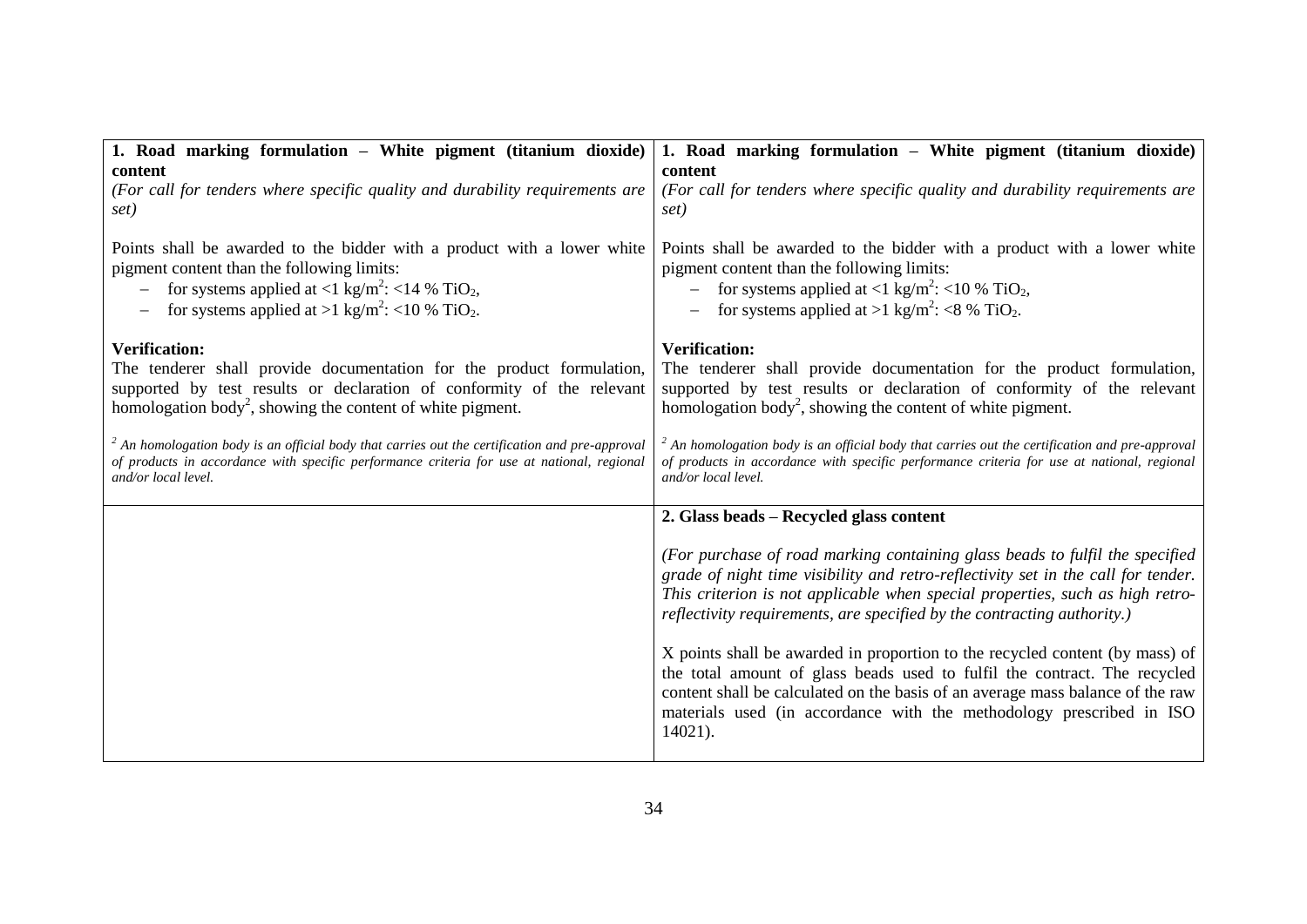| **1. Road marking formulation – White pigment (titanium dioxide) content**<br>*(For call for tenders where specific quality and durability requirements are set)*<br><br>Points shall be awarded to the bidder with a product with a lower white pigment content than the following limits:<br>– for systems applied at <1 kg/m$^2$: <14 % $TiO_2$,<br>– for systems applied at >1 kg/m$^2$: <10 % $TiO_2$.<br><br>**Verification:**<br>The tenderer shall provide documentation for the product formulation, supported by test results or declaration of conformity of the relevant homologation body[2], showing the content of white pigment.<br><br>*[2] An homologation body is an official body that carries out the certification and pre-approval of products in accordance with specific performance criteria for use at national, regional and/or local level.* | **1. Road marking formulation – White pigment (titanium dioxide) content**<br>*(For call for tenders where specific quality and durability requirements are set)*<br><br>Points shall be awarded to the bidder with a product with a lower white pigment content than the following limits:<br>– for systems applied at <1 kg/m$^2$: <10 % $TiO_2$,<br>– for systems applied at >1 kg/m$^2$: <8 % $TiO_2$.<br><br>**Verification:**<br>The tenderer shall provide documentation for the product formulation, supported by test results or declaration of conformity of the relevant homologation body[2], showing the content of white pigment.<br><br>*[2] An homologation body is an official body that carries out the certification and pre-approval of products in accordance with specific performance criteria for use at national, regional and/or local level.* |
|---|---|
| | **2. Glass beads – Recycled glass content**<br><br>*(For purchase of road marking containing glass beads to fulfil the specified grade of night time visibility and retro-reflectivity set in the call for tender. This criterion is not applicable when special properties, such as high retro-reflectivity requirements, are specified by the contracting authority.)*<br><br>X points shall be awarded in proportion to the recycled content (by mass) of the total amount of glass beads used to fulfil the contract. The recycled content shall be calculated on the basis of an average mass balance of the raw materials used (in accordance with the methodology prescribed in ISO 14021). |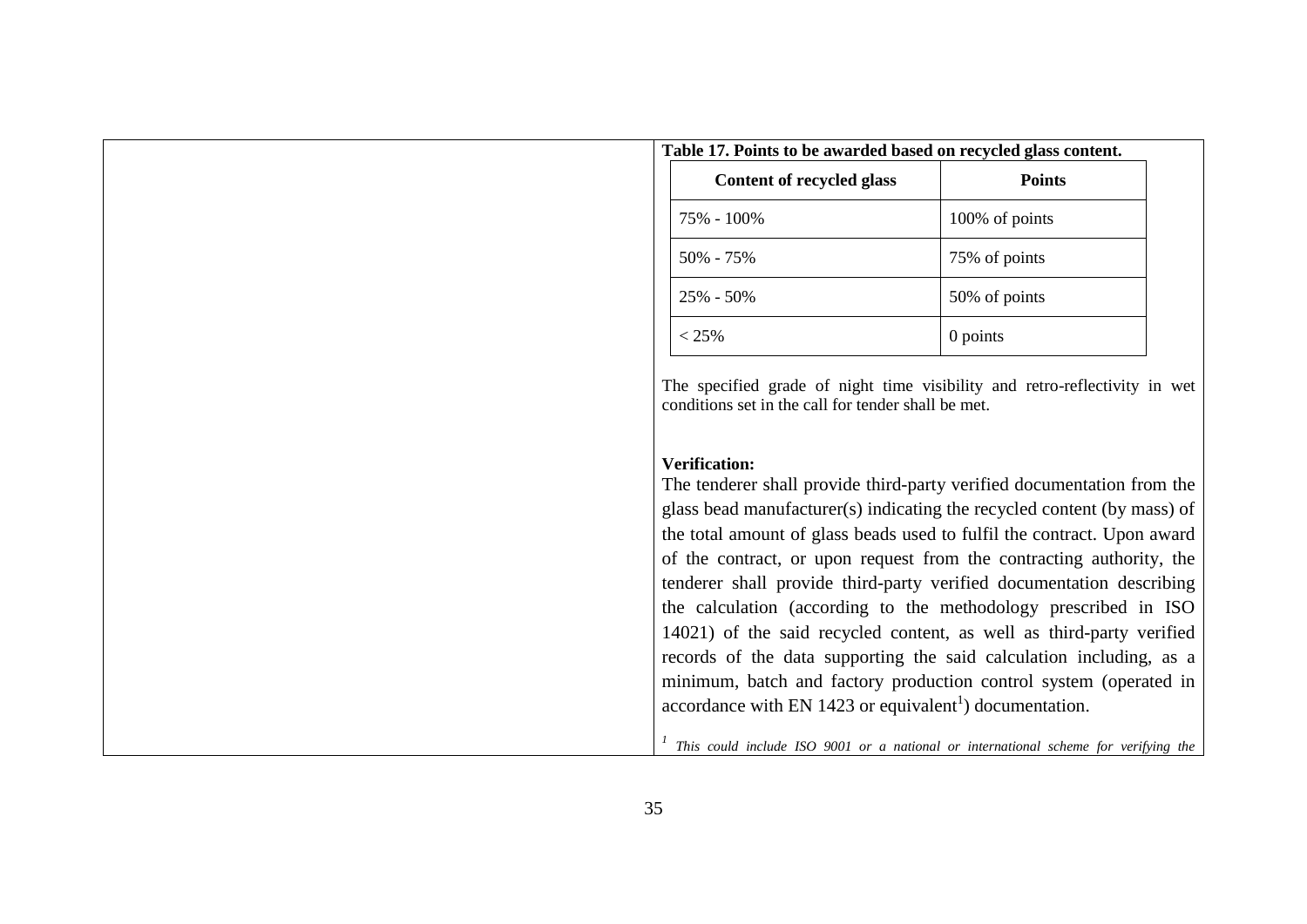**Table 17. Points to be awarded based on recycled glass content.**

| Content of recycled glass | Points |
| --- | --- |
| 75% - 100% | 100% of points |
| 50% - 75% | 75% of points |
| 25% - 50% | 50% of points |
| < 25% | 0 points |

The specified grade of night time visibility and retro-reflectivity in wet conditions set in the call for tender shall be met.

**Verification:**

The tenderer shall provide third-party verified documentation from the glass bead manufacturer(s) indicating the recycled content (by mass) of the total amount of glass beads used to fulfil the contract. Upon award of the contract, or upon request from the contracting authority, the tenderer shall provide third-party verified documentation describing the calculation (according to the methodology prescribed in ISO 14021) of the said recycled content, as well as third-party verified records of the data supporting the said calculation including, as a minimum, batch and factory production control system (operated in accordance with EN 1423 or equivalent[1]) documentation.

[1] *This could include ISO 9001 or a national or international scheme for verifying the*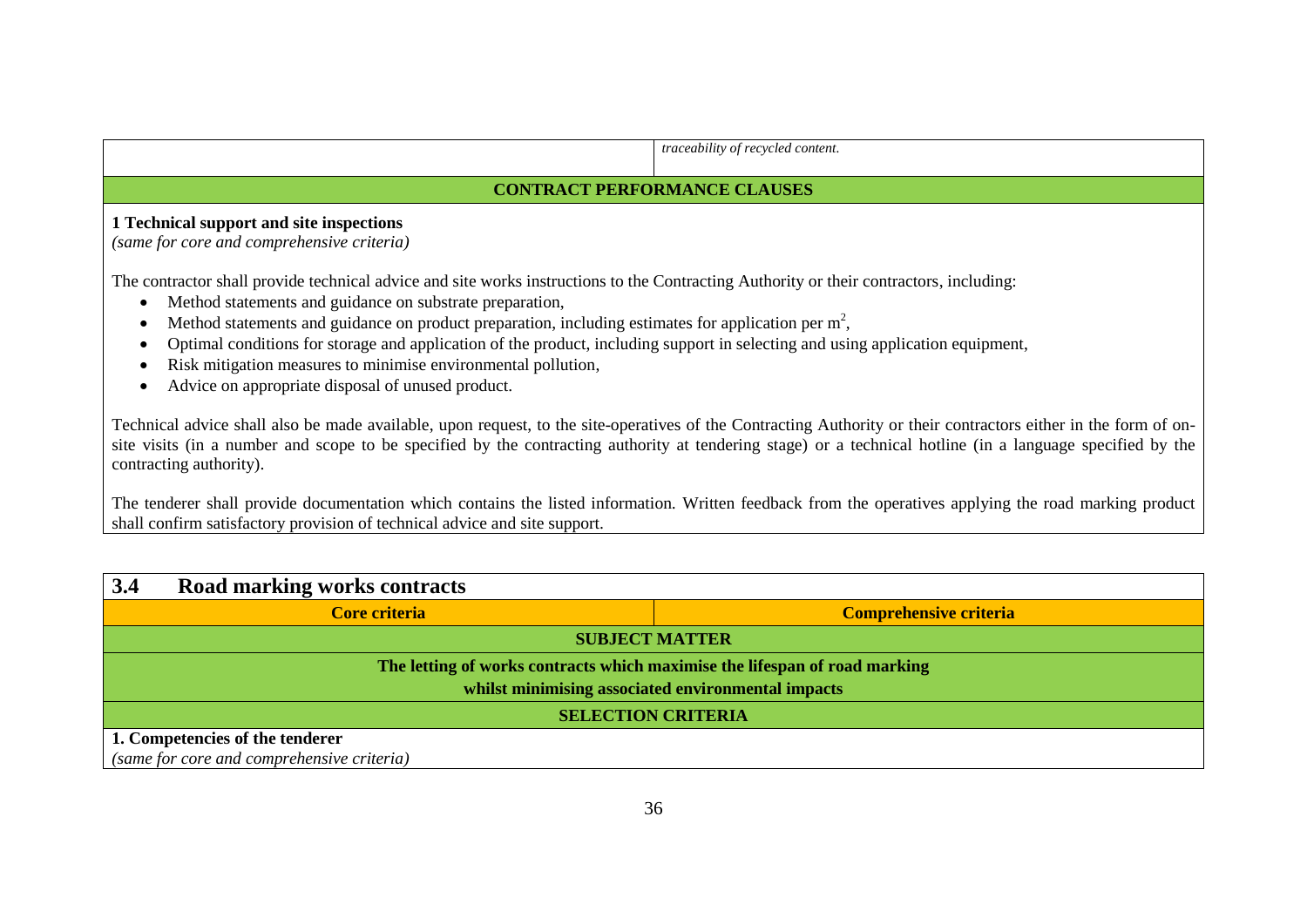| | *traceability of recycled content.* |
|---|---|

**CONTRACT PERFORMANCE CLAUSES**

**1 Technical support and site inspections**
*(same for core and comprehensive criteria)*

The contractor shall provide technical advice and site works instructions to the Contracting Authority or their contractors, including:

- Method statements and guidance on substrate preparation,
- Method statements and guidance on product preparation, including estimates for application per $m^2$,
- Optimal conditions for storage and application of the product, including support in selecting and using application equipment,
- Risk mitigation measures to minimise environmental pollution,
- Advice on appropriate disposal of unused product.

Technical advice shall also be made available, upon request, to the site-operatives of the Contracting Authority or their contractors either in the form of on-site visits (in a number and scope to be specified by the contracting authority at tendering stage) or a technical hotline (in a language specified by the contracting authority).

The tenderer shall provide documentation which contains the listed information. Written feedback from the operatives applying the road marking product shall confirm satisfactory provision of technical advice and site support.

## 3.4 Road marking works contracts

| Core criteria | Comprehensive criteria |
|---|---|

**SUBJECT MATTER**

**The letting of works contracts which maximise the lifespan of road marking whilst minimising associated environmental impacts**

**SELECTION CRITERIA**

**1. Competencies of the tenderer**
*(same for core and comprehensive criteria)*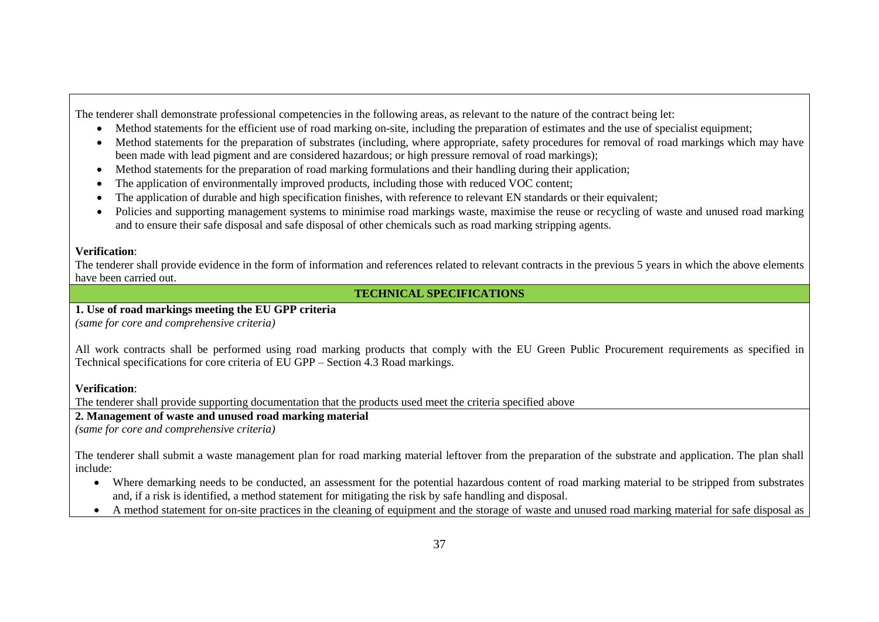The tenderer shall demonstrate professional competencies in the following areas, as relevant to the nature of the contract being let:

- Method statements for the efficient use of road marking on-site, including the preparation of estimates and the use of specialist equipment;
- Method statements for the preparation of substrates (including, where appropriate, safety procedures for removal of road markings which may have been made with lead pigment and are considered hazardous; or high pressure removal of road markings);
- Method statements for the preparation of road marking formulations and their handling during their application;
- The application of environmentally improved products, including those with reduced VOC content;
- The application of durable and high specification finishes, with reference to relevant EN standards or their equivalent;
- Policies and supporting management systems to minimise road markings waste, maximise the reuse or recycling of waste and unused road marking and to ensure their safe disposal and safe disposal of other chemicals such as road marking stripping agents.

**Verification**:

The tenderer shall provide evidence in the form of information and references related to relevant contracts in the previous 5 years in which the above elements have been carried out.

**TECHNICAL SPECIFICATIONS**

**1. Use of road markings meeting the EU GPP criteria**

*(same for core and comprehensive criteria)*

All work contracts shall be performed using road marking products that comply with the EU Green Public Procurement requirements as specified in Technical specifications for core criteria of EU GPP – Section 4.3 Road markings.

**Verification**:

The tenderer shall provide supporting documentation that the products used meet the criteria specified above

**2. Management of waste and unused road marking material**

*(same for core and comprehensive criteria)*

The tenderer shall submit a waste management plan for road marking material leftover from the preparation of the substrate and application. The plan shall include:

- Where demarking needs to be conducted, an assessment for the potential hazardous content of road marking material to be stripped from substrates and, if a risk is identified, a method statement for mitigating the risk by safe handling and disposal.
- A method statement for on-site practices in the cleaning of equipment and the storage of waste and unused road marking material for safe disposal as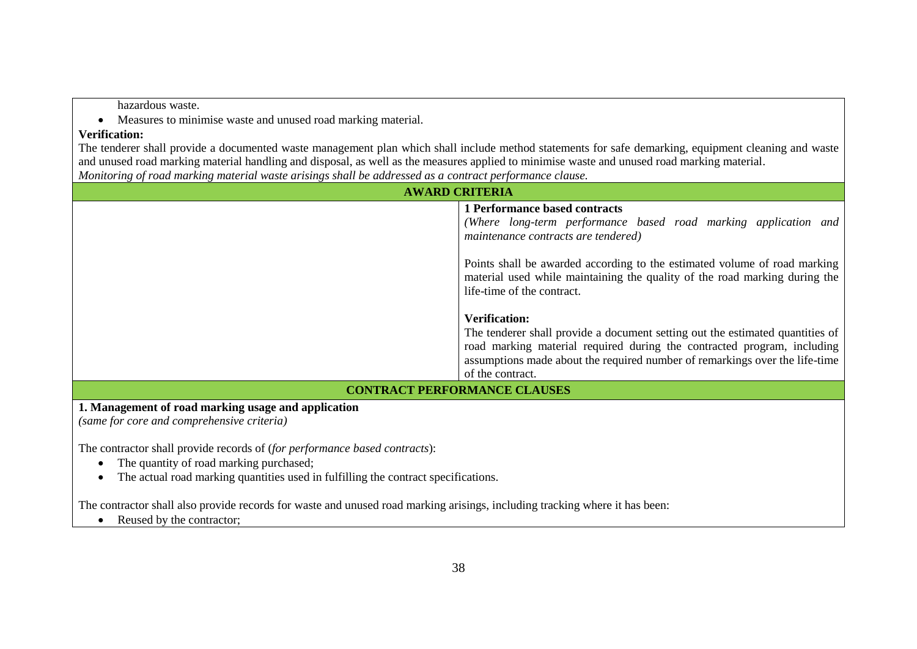hazardous waste.

- Measures to minimise waste and unused road marking material.

**Verification:**

The tenderer shall provide a documented waste management plan which shall include method statements for safe demarking, equipment cleaning and waste and unused road marking material handling and disposal, as well as the measures applied to minimise waste and unused road marking material.

*Monitoring of road marking material waste arisings shall be addressed as a contract performance clause.*

| AWARD CRITERIA | |
|---|---|
| | **1 Performance based contracts**<br>*(Where long-term performance based road marking application and maintenance contracts are tendered)*<br><br>Points shall be awarded according to the estimated volume of road marking material used while maintaining the quality of the road marking during the life-time of the contract.<br><br>**Verification:**<br>The tenderer shall provide a document setting out the estimated quantities of road marking material required during the contracted program, including assumptions made about the required number of remarkings over the life-time of the contract. |

**CONTRACT PERFORMANCE CLAUSES**

**1. Management of road marking usage and application**

*(same for core and comprehensive criteria)*

The contractor shall provide records of (*for performance based contracts*):

- The quantity of road marking purchased;
- The actual road marking quantities used in fulfilling the contract specifications.

The contractor shall also provide records for waste and unused road marking arisings, including tracking where it has been:

- Reused by the contractor;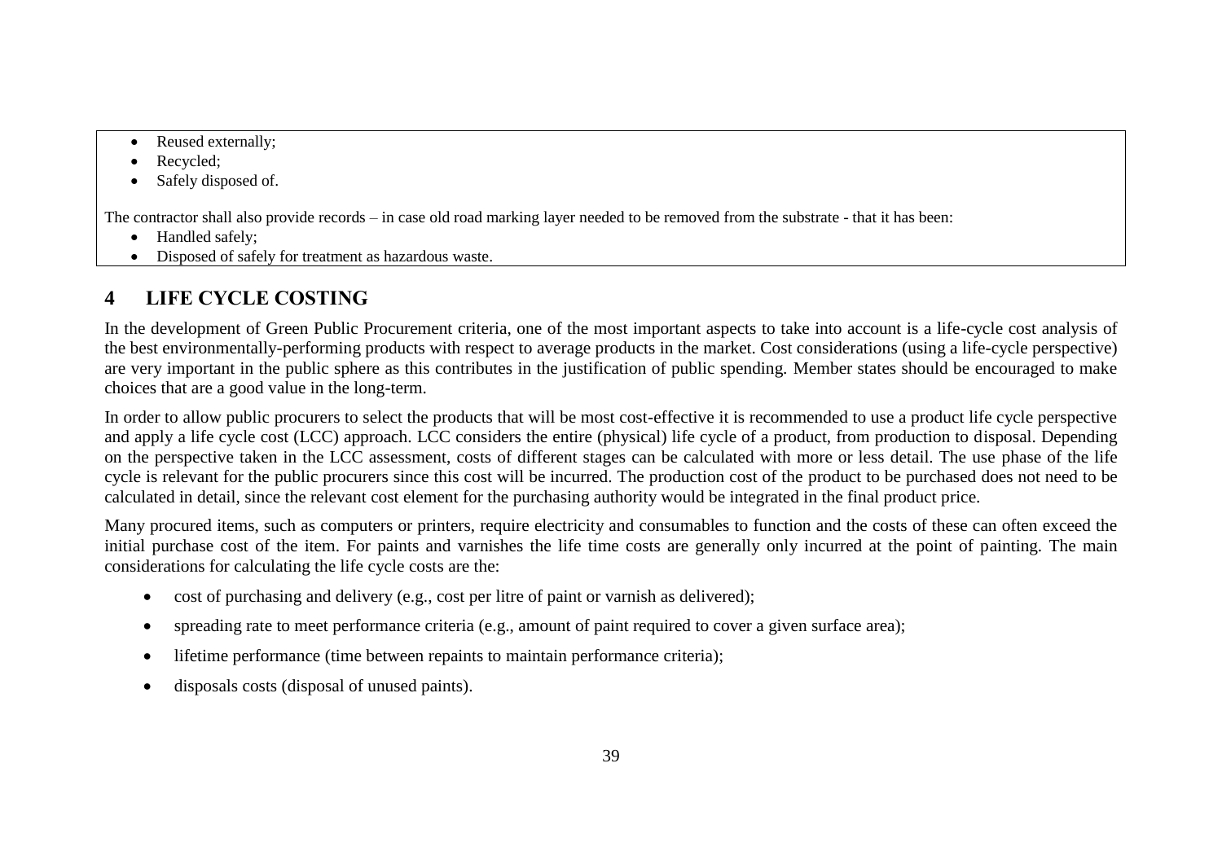- Reused externally;
- Recycled;
- Safely disposed of.

The contractor shall also provide records – in case old road marking layer needed to be removed from the substrate - that it has been:

- Handled safely;
- Disposed of safely for treatment as hazardous waste.

## 4 LIFE CYCLE COSTING

In the development of Green Public Procurement criteria, one of the most important aspects to take into account is a life-cycle cost analysis of the best environmentally-performing products with respect to average products in the market. Cost considerations (using a life-cycle perspective) are very important in the public sphere as this contributes in the justification of public spending. Member states should be encouraged to make choices that are a good value in the long-term.

In order to allow public procurers to select the products that will be most cost-effective it is recommended to use a product life cycle perspective and apply a life cycle cost (LCC) approach. LCC considers the entire (physical) life cycle of a product, from production to disposal. Depending on the perspective taken in the LCC assessment, costs of different stages can be calculated with more or less detail. The use phase of the life cycle is relevant for the public procurers since this cost will be incurred. The production cost of the product to be purchased does not need to be calculated in detail, since the relevant cost element for the purchasing authority would be integrated in the final product price.

Many procured items, such as computers or printers, require electricity and consumables to function and the costs of these can often exceed the initial purchase cost of the item. For paints and varnishes the life time costs are generally only incurred at the point of painting. The main considerations for calculating the life cycle costs are the:

- cost of purchasing and delivery (e.g., cost per litre of paint or varnish as delivered);
- spreading rate to meet performance criteria (e.g., amount of paint required to cover a given surface area);
- lifetime performance (time between repaints to maintain performance criteria);
- disposals costs (disposal of unused paints).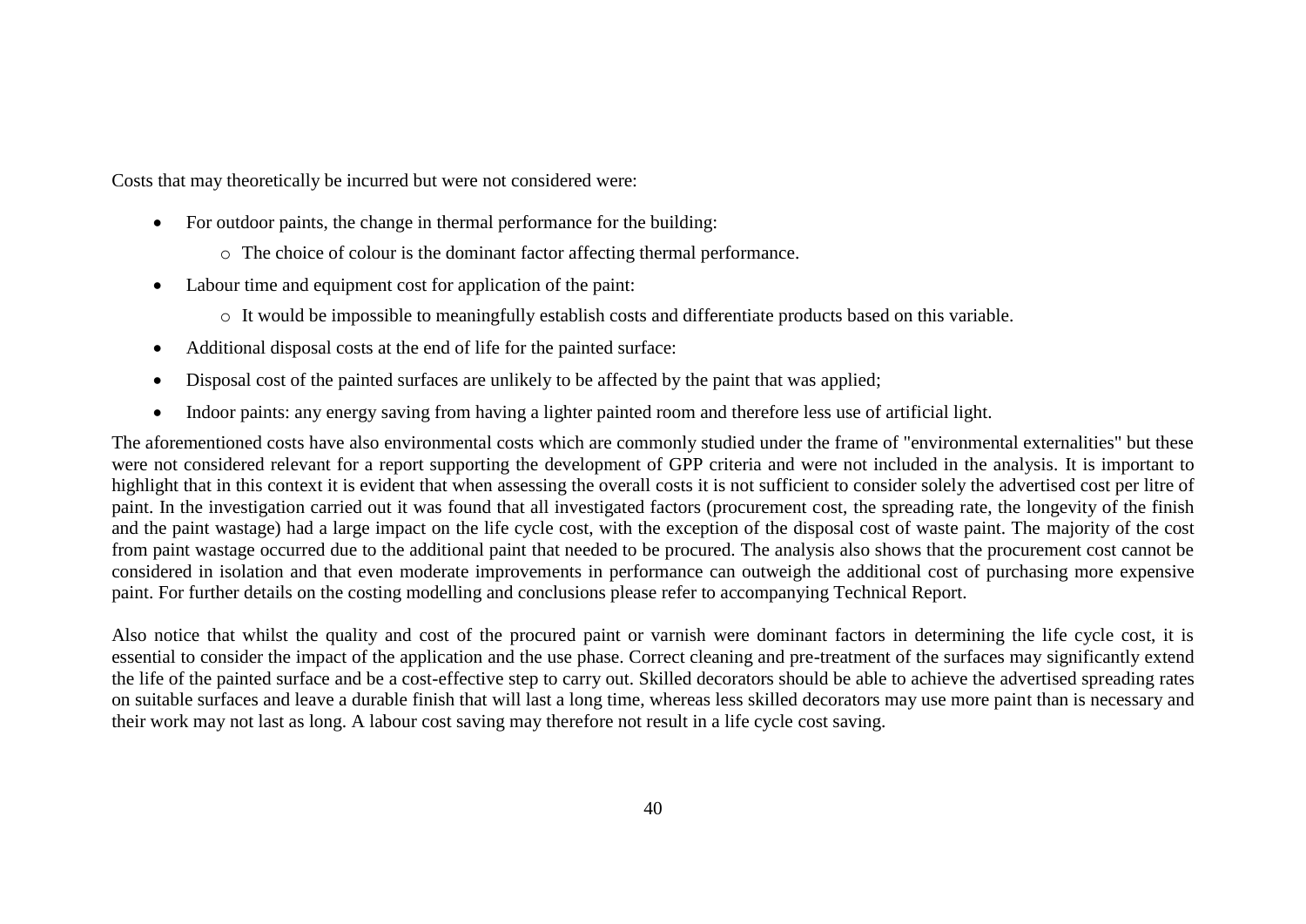Costs that may theoretically be incurred but were not considered were:

- For outdoor paints, the change in thermal performance for the building:
  - The choice of colour is the dominant factor affecting thermal performance.
- Labour time and equipment cost for application of the paint:
  - It would be impossible to meaningfully establish costs and differentiate products based on this variable.
- Additional disposal costs at the end of life for the painted surface:
- Disposal cost of the painted surfaces are unlikely to be affected by the paint that was applied;
- Indoor paints: any energy saving from having a lighter painted room and therefore less use of artificial light.

The aforementioned costs have also environmental costs which are commonly studied under the frame of "environmental externalities" but these were not considered relevant for a report supporting the development of GPP criteria and were not included in the analysis. It is important to highlight that in this context it is evident that when assessing the overall costs it is not sufficient to consider solely the advertised cost per litre of paint. In the investigation carried out it was found that all investigated factors (procurement cost, the spreading rate, the longevity of the finish and the paint wastage) had a large impact on the life cycle cost, with the exception of the disposal cost of waste paint. The majority of the cost from paint wastage occurred due to the additional paint that needed to be procured. The analysis also shows that the procurement cost cannot be considered in isolation and that even moderate improvements in performance can outweigh the additional cost of purchasing more expensive paint. For further details on the costing modelling and conclusions please refer to accompanying Technical Report.

Also notice that whilst the quality and cost of the procured paint or varnish were dominant factors in determining the life cycle cost, it is essential to consider the impact of the application and the use phase. Correct cleaning and pre-treatment of the surfaces may significantly extend the life of the painted surface and be a cost-effective step to carry out. Skilled decorators should be able to achieve the advertised spreading rates on suitable surfaces and leave a durable finish that will last a long time, whereas less skilled decorators may use more paint than is necessary and their work may not last as long. A labour cost saving may therefore not result in a life cycle cost saving.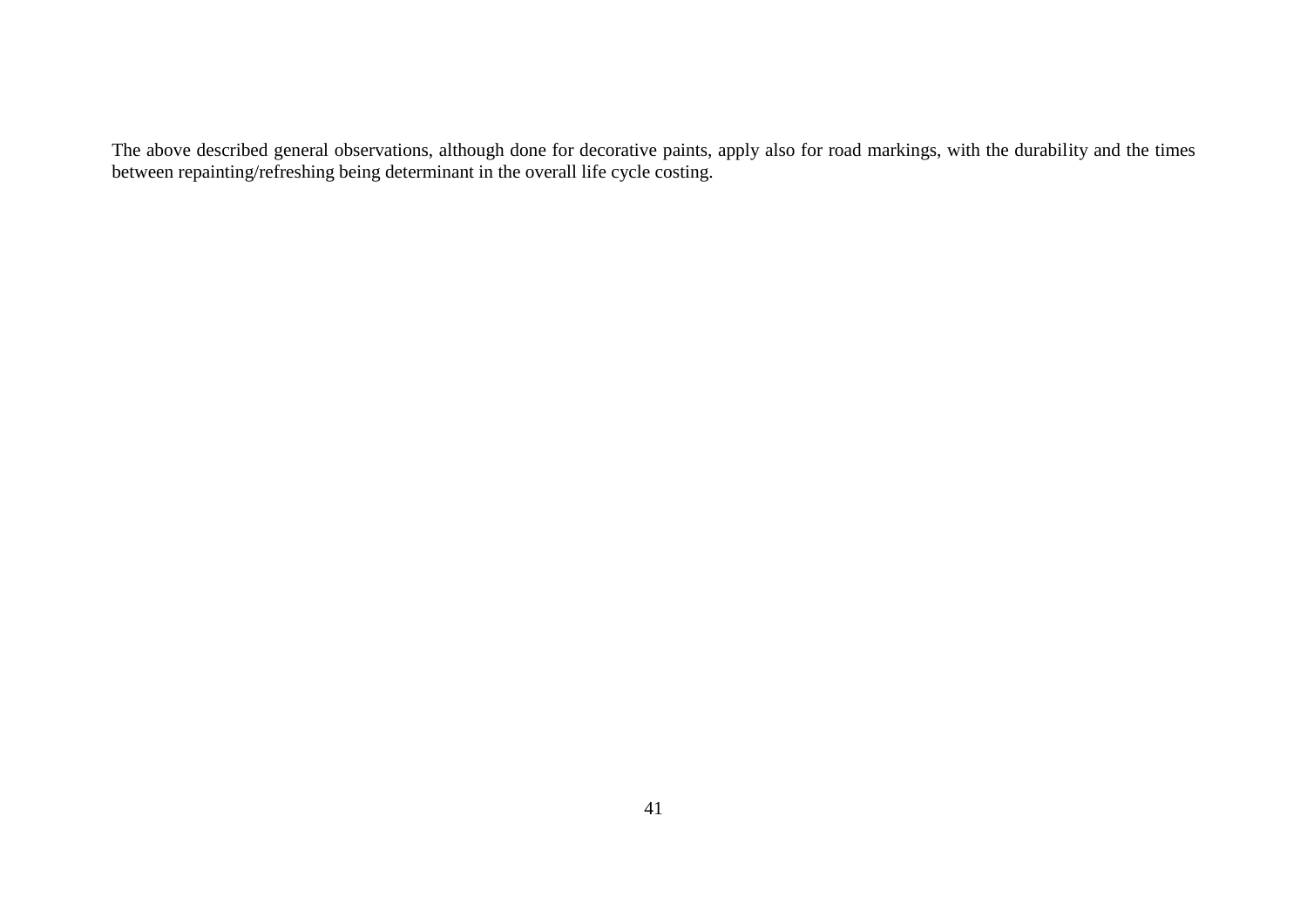The above described general observations, although done for decorative paints, apply also for road markings, with the durability and the times between repainting/refreshing being determinant in the overall life cycle costing.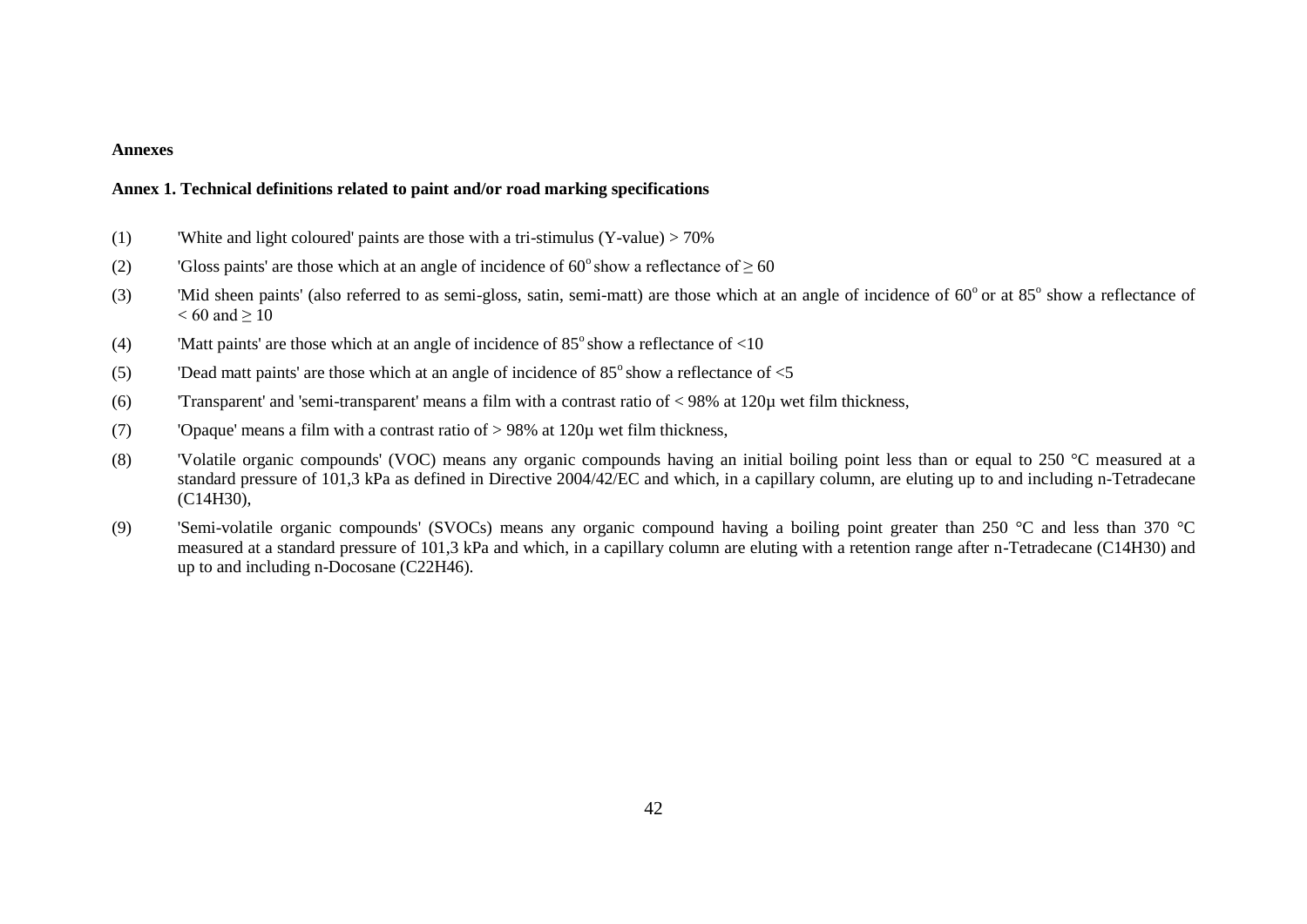**Annexes**

**Annex 1. Technical definitions related to paint and/or road marking specifications**

(1) 'White and light coloured' paints are those with a tri-stimulus (Y-value) > 70%

(2) 'Gloss paints' are those which at an angle of incidence of $60^{o}$ show a reflectance of ≥ 60

(3) 'Mid sheen paints' (also referred to as semi-gloss, satin, semi-matt) are those which at an angle of incidence of $60^{o}$ or at $85^{o}$ show a reflectance of < 60 and ≥ 10

(4) 'Matt paints' are those which at an angle of incidence of $85^{o}$ show a reflectance of <10

(5) 'Dead matt paints' are those which at an angle of incidence of $85^{o}$ show a reflectance of <5

(6) 'Transparent' and 'semi-transparent' means a film with a contrast ratio of < 98% at 120μ wet film thickness,

(7) 'Opaque' means a film with a contrast ratio of > 98% at 120μ wet film thickness,

(8) 'Volatile organic compounds' (VOC) means any organic compounds having an initial boiling point less than or equal to 250 °C measured at a standard pressure of 101,3 kPa as defined in Directive 2004/42/EC and which, in a capillary column, are eluting up to and including n-Tetradecane ($C_{14}H_{30}$),

(9) 'Semi-volatile organic compounds' (SVOCs) means any organic compound having a boiling point greater than 250 °C and less than 370 °C measured at a standard pressure of 101,3 kPa and which, in a capillary column are eluting with a retention range after n-Tetradecane ($C_{14}H_{30}$) and up to and including n-Docosane ($C_{22}H_{46}$).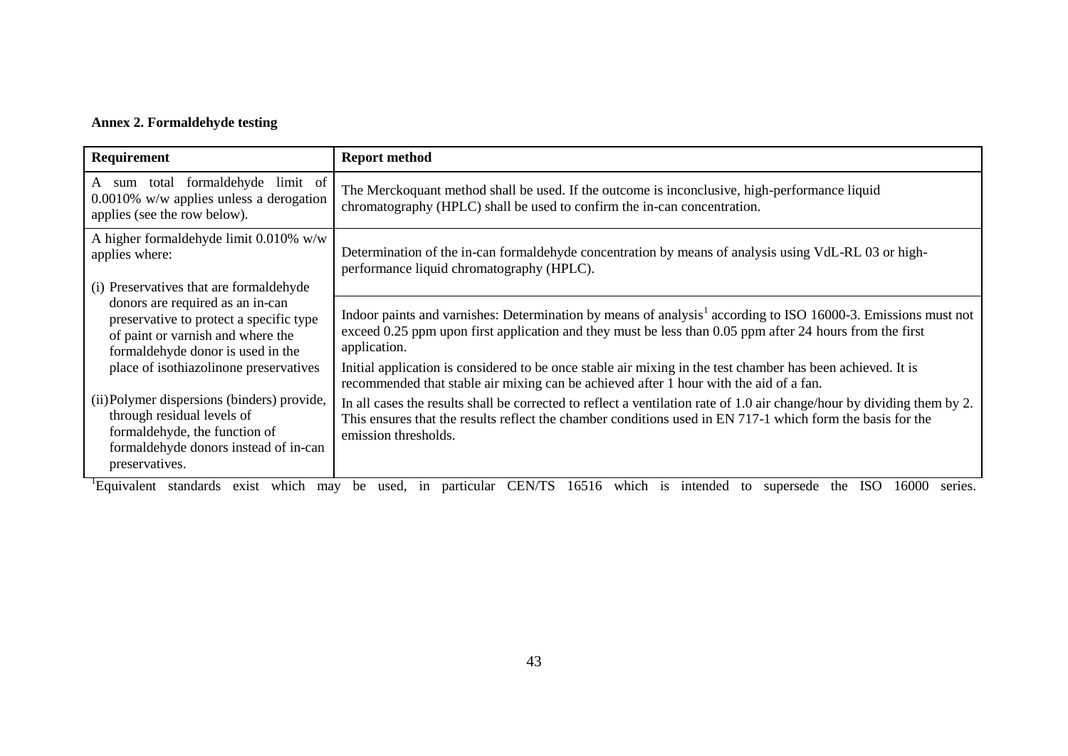**Annex 2. Formaldehyde testing**

| Requirement | Report method |
| --- | --- |
| A sum total formaldehyde limit of 0.0010% w/w applies unless a derogation applies (see the row below). | The Merckoquant method shall be used. If the outcome is inconclusive, high-performance liquid chromatography (HPLC) shall be used to confirm the in-can concentration. |
| A higher formaldehyde limit 0.010% w/w applies where:<br><br>(i) Preservatives that are formaldehyde donors are required as an in-can preservative to protect a specific type of paint or varnish and where the formaldehyde donor is used in the place of isothiazolinone preservatives<br><br>(ii) Polymer dispersions (binders) provide, through residual levels of formaldehyde, the function of formaldehyde donors instead of in-can preservatives. | Determination of the in-can formaldehyde concentration by means of analysis using VdL-RL 03 or high-performance liquid chromatography (HPLC).<br><br>Indoor paints and varnishes: Determination by means of analysis[1] according to ISO 16000-3. Emissions must not exceed 0.25 ppm upon first application and they must be less than 0.05 ppm after 24 hours from the first application.<br><br>Initial application is considered to be once stable air mixing in the test chamber has been achieved. It is recommended that stable air mixing can be achieved after 1 hour with the aid of a fan.<br><br>In all cases the results shall be corrected to reflect a ventilation rate of 1.0 air change/hour by dividing them by 2. This ensures that the results reflect the chamber conditions used in EN 717-1 which form the basis for the emission thresholds. |

[1]Equivalent standards exist which may be used, in particular CEN/TS 16516 which is intended to supersede the ISO 16000 series.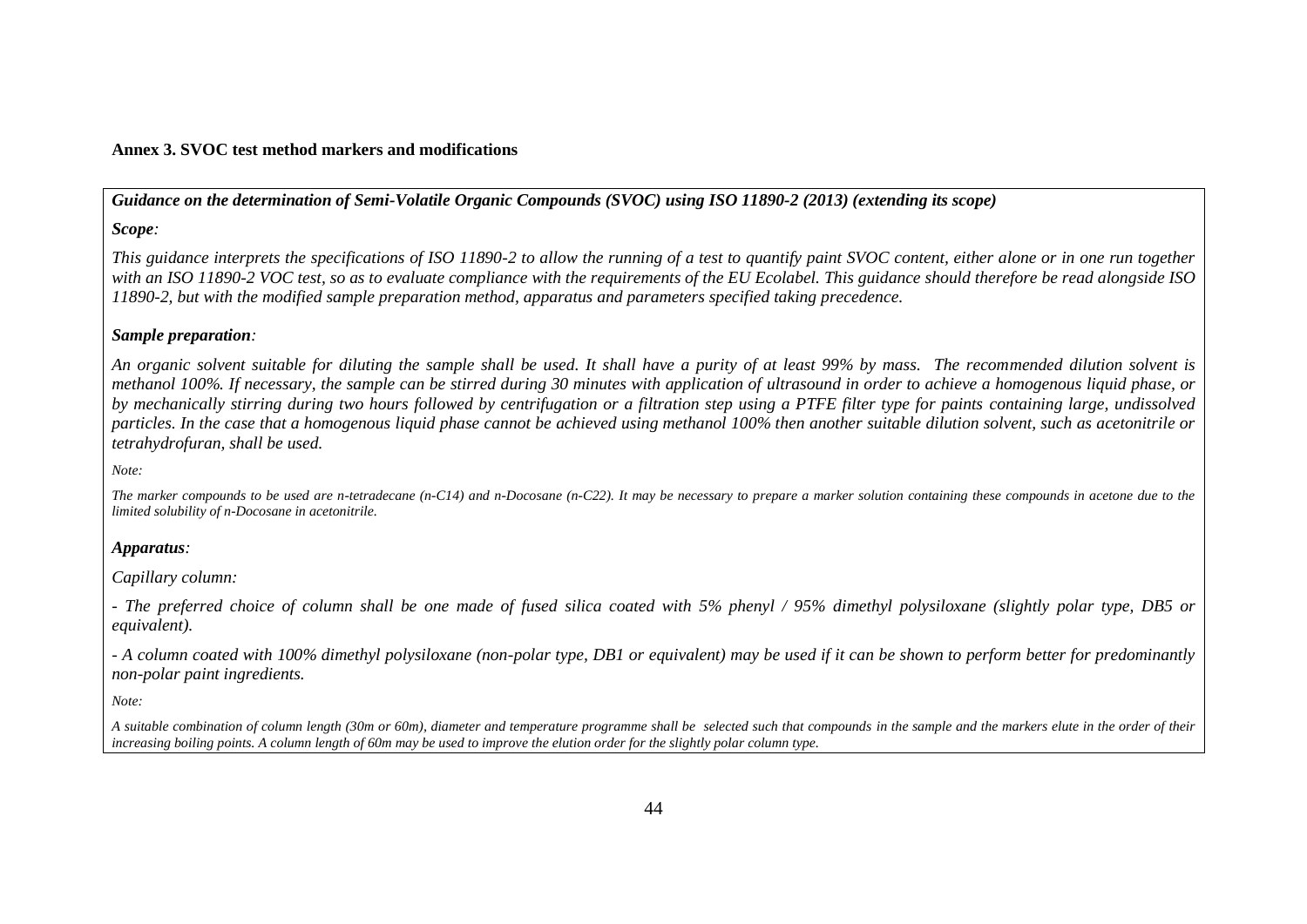**Annex 3. SVOC test method markers and modifications**

***Guidance on the determination of Semi-Volatile Organic Compounds (SVOC) using ISO 11890-2 (2013) (extending its scope)***

***Scope**:*

*This guidance interprets the specifications of ISO 11890-2 to allow the running of a test to quantify paint SVOC content, either alone or in one run together with an ISO 11890-2 VOC test, so as to evaluate compliance with the requirements of the EU Ecolabel. This guidance should therefore be read alongside ISO 11890-2, but with the modified sample preparation method, apparatus and parameters specified taking precedence.*

***Sample preparation**:*

*An organic solvent suitable for diluting the sample shall be used. It shall have a purity of at least 99% by mass. The recommended dilution solvent is methanol 100%. If necessary, the sample can be stirred during 30 minutes with application of ultrasound in order to achieve a homogenous liquid phase, or by mechanically stirring during two hours followed by centrifugation or a filtration step using a PTFE filter type for paints containing large, undissolved particles. In the case that a homogenous liquid phase cannot be achieved using methanol 100% then another suitable dilution solvent, such as acetonitrile or tetrahydrofuran, shall be used.*

*Note:*

*The marker compounds to be used are n-tetradecane (n-C14) and n-Docosane (n-C22). It may be necessary to prepare a marker solution containing these compounds in acetone due to the limited solubility of n-Docosane in acetonitrile.*

***Apparatus**:*

*Capillary column:*

*- The preferred choice of column shall be one made of fused silica coated with 5% phenyl / 95% dimethyl polysiloxane (slightly polar type, DB5 or equivalent).*

*- A column coated with 100% dimethyl polysiloxane (non-polar type, DB1 or equivalent) may be used if it can be shown to perform better for predominantly non-polar paint ingredients.*

*Note:*

*A suitable combination of column length (30m or 60m), diameter and temperature programme shall be selected such that compounds in the sample and the markers elute in the order of their increasing boiling points. A column length of 60m may be used to improve the elution order for the slightly polar column type.*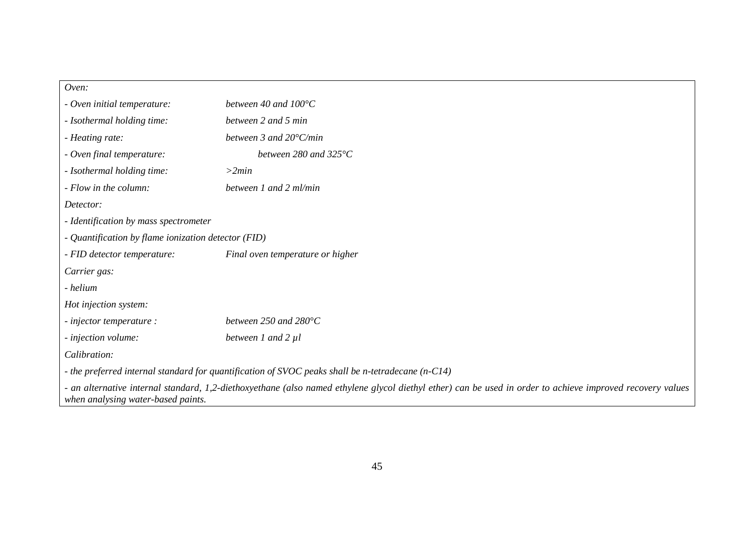*Oven:*

| | |
|---|---|
| *- Oven initial temperature:* | *between 40 and 100°C* |
| *- Isothermal holding time:* | *between 2 and 5 min* |
| *- Heating rate:* | *between 3 and 20°C/min* |
| *- Oven final temperature:* | *between 280 and 325°C* |
| *- Isothermal holding time:* | *>2min* |
| *- Flow in the column:* | *between 1 and 2 ml/min* |

*Detector:*

*- Identification by mass spectrometer*

*- Quantification by flame ionization detector (FID)*

| | |
|---|---|
| *- FID detector temperature:* | *Final oven temperature or higher* |

*Carrier gas:*

*- helium*

*Hot injection system:*

| | |
|---|---|
| *- injector temperature :* | *between 250 and 280°C* |
| *- injection volume:* | *between 1 and 2 µl* |

*Calibration:*

*- the preferred internal standard for quantification of SVOC peaks shall be n-tetradecane (n-C14)*

*- an alternative internal standard, 1,2-diethoxyethane (also named ethylene glycol diethyl ether) can be used in order to achieve improved recovery values when analysing water-based paints.*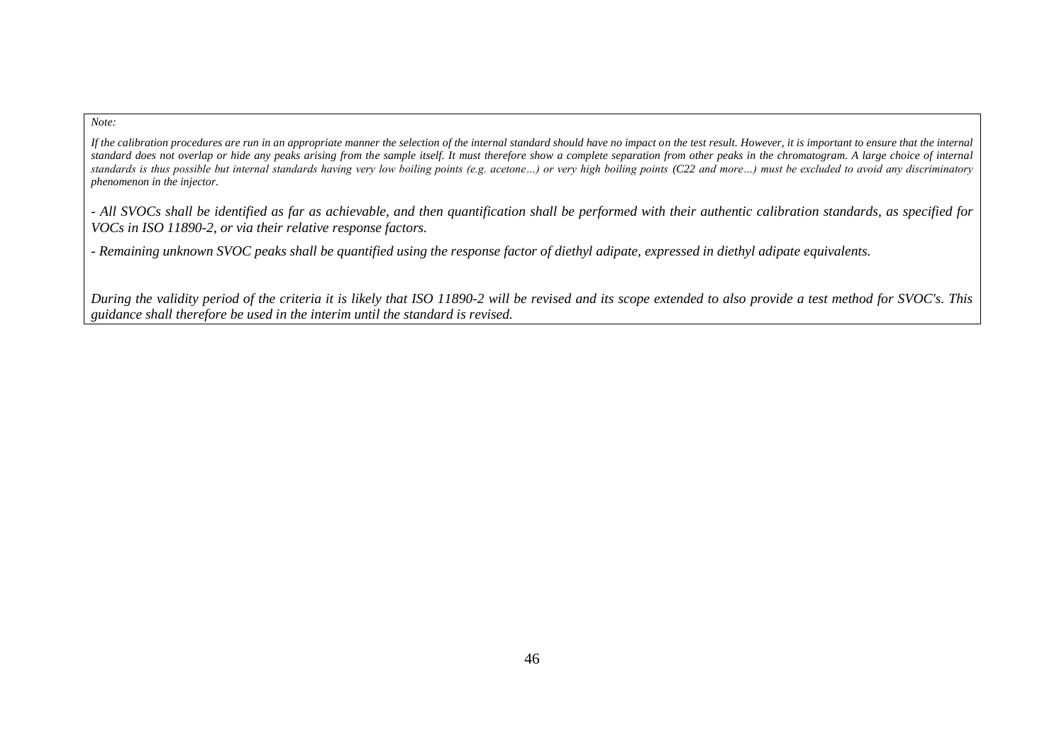*Note:*

*If the calibration procedures are run in an appropriate manner the selection of the internal standard should have no impact on the test result. However, it is important to ensure that the internal standard does not overlap or hide any peaks arising from the sample itself. It must therefore show a complete separation from other peaks in the chromatogram. A large choice of internal standards is thus possible but internal standards having very low boiling points (e.g. acetone…) or very high boiling points (C22 and more…) must be excluded to avoid any discriminatory phenomenon in the injector.*

*- All SVOCs shall be identified as far as achievable, and then quantification shall be performed with their authentic calibration standards, as specified for VOCs in ISO 11890-2, or via their relative response factors.*

*- Remaining unknown SVOC peaks shall be quantified using the response factor of diethyl adipate, expressed in diethyl adipate equivalents.*

*During the validity period of the criteria it is likely that ISO 11890-2 will be revised and its scope extended to also provide a test method for SVOC's. This guidance shall therefore be used in the interim until the standard is revised.*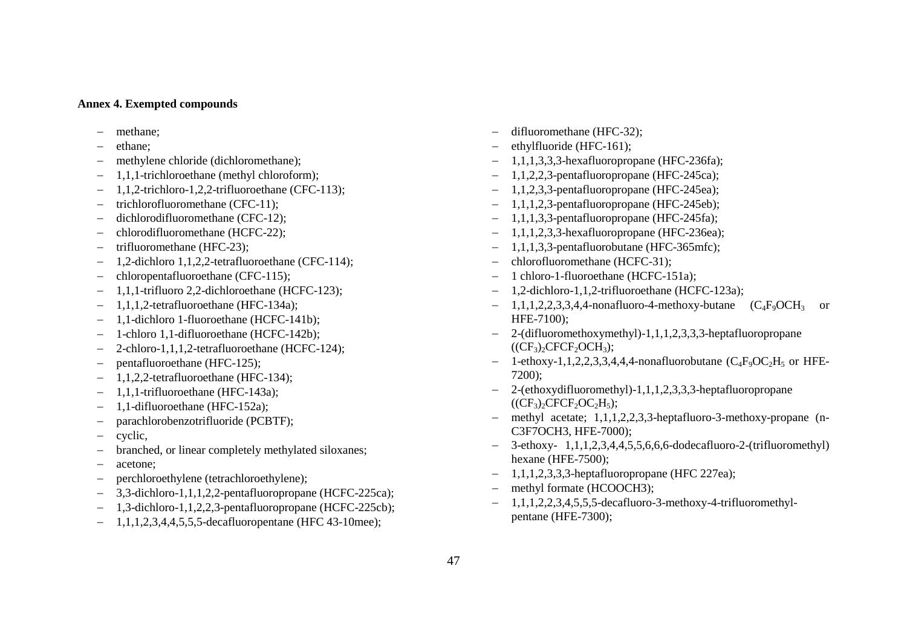**Annex 4. Exempted compounds**

- methane;
- ethane;
- methylene chloride (dichloromethane);
- 1,1,1-trichloroethane (methyl chloroform);
- 1,1,2-trichloro-1,2,2-trifluoroethane (CFC-113);
- trichlorofluoromethane (CFC-11);
- dichlorodifluoromethane (CFC-12);
- chlorodifluoromethane (HCFC-22);
- trifluoromethane (HFC-23);
- 1,2-dichloro 1,1,2,2-tetrafluoroethane (CFC-114);
- chloropentafluoroethane (CFC-115);
- 1,1,1-trifluoro 2,2-dichloroethane (HCFC-123);
- 1,1,1,2-tetrafluoroethane (HFC-134a);
- 1,1-dichloro 1-fluoroethane (HCFC-141b);
- 1-chloro 1,1-difluoroethane (HCFC-142b);
- 2-chloro-1,1,1,2-tetrafluoroethane (HCFC-124);
- pentafluoroethane (HFC-125);
- 1,1,2,2-tetrafluoroethane (HFC-134);
- 1,1,1-trifluoroethane (HFC-143a);
- 1,1-difluoroethane (HFC-152a);
- parachlorobenzotrifluoride (PCBTF);
- cyclic,
- branched, or linear completely methylated siloxanes;
- acetone;
- perchloroethylene (tetrachloroethylene);
- 3,3-dichloro-1,1,1,2,2-pentafluoropropane (HCFC-225ca);
- 1,3-dichloro-1,1,2,2,3-pentafluoropropane (HCFC-225cb);
- 1,1,1,2,3,4,4,5,5,5-decafluoropentane (HFC 43-10mee);
- difluoromethane (HFC-32);
- ethylfluoride (HFC-161);
- 1,1,1,3,3,3-hexafluoropropane (HFC-236fa);
- 1,1,2,2,3-pentafluoropropane (HFC-245ca);
- 1,1,2,3,3-pentafluoropropane (HFC-245ea);
- 1,1,1,2,3-pentafluoropropane (HFC-245eb);
- 1,1,1,3,3-pentafluoropropane (HFC-245fa);
- 1,1,1,2,3,3-hexafluoropropane (HFC-236ea);
- 1,1,1,3,3-pentafluorobutane (HFC-365mfc);
- chlorofluoromethane (HCFC-31);
- 1 chloro-1-fluoroethane (HCFC-151a);
- 1,2-dichloro-1,1,2-trifluoroethane (HCFC-123a);
- 1,1,1,2,2,3,3,4,4-nonafluoro-4-methoxy-butane ($C_4F_9OCH_3$ or HFE-7100);
- 2-(difluoromethoxymethyl)-1,1,1,2,3,3,3-heptafluoropropane ($(CF_3)_2CFCF_2OCH_3$);
- 1-ethoxy-1,1,2,2,3,3,4,4,4-nonafluorobutane ($C_4F_9OC_2H_5$ or HFE-7200);
- 2-(ethoxydifluoromethyl)-1,1,1,2,3,3,3-heptafluoropropane ($(CF_3)_2CFCF_2OC_2H_5$);
- methyl acetate; 1,1,1,2,2,3,3-heptafluoro-3-methoxy-propane (n-C3F7OCH3, HFE-7000);
- 3-ethoxy- 1,1,1,2,3,4,4,5,5,6,6,6-dodecafluoro-2-(trifluoromethyl) hexane (HFE-7500);
- 1,1,1,2,3,3,3-heptafluoropropane (HFC 227ea);
- methyl formate (HCOOCH3);
- 1,1,1,2,2,3,4,5,5,5-decafluoro-3-methoxy-4-trifluoromethyl-pentane (HFE-7300);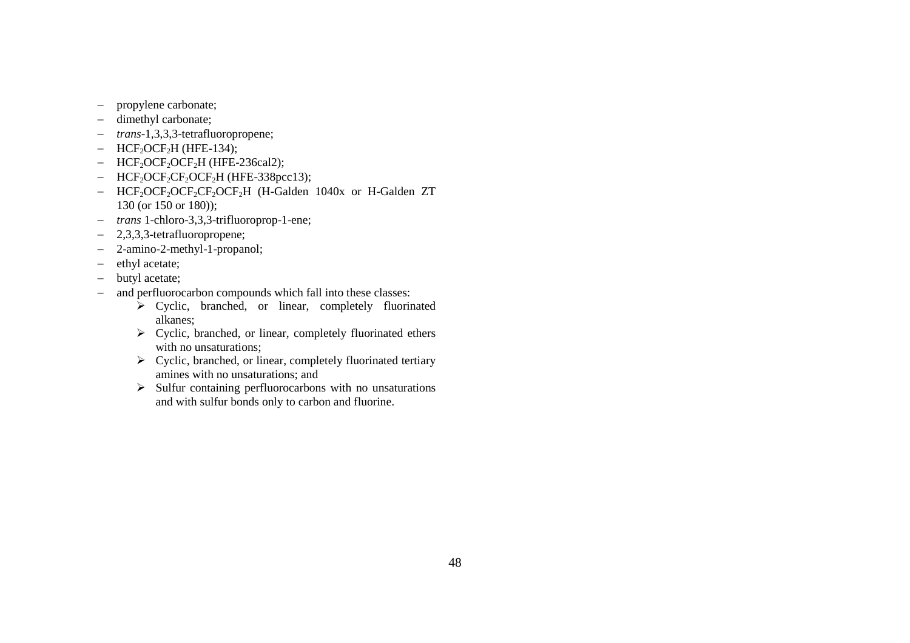- propylene carbonate;
- dimethyl carbonate;
- *trans*-1,3,3,3-tetrafluoropropene;
- $HCF_2OCF_2H$ (HFE-134);
- $HCF_2OCF_2OCF_2H$ (HFE-236cal2);
- $HCF_2OCF_2CF_2OCF_2H$ (HFE-338pcc13);
- $HCF_2OCF_2OCF_2CF_2OCF_2H$ (H-Galden 1040x or H-Galden ZT 130 (or 150 or 180));
- *trans* 1-chloro-3,3,3-trifluoroprop-1-ene;
- 2,3,3,3-tetrafluoropropene;
- 2-amino-2-methyl-1-propanol;
- ethyl acetate;
- butyl acetate;
- and perfluorocarbon compounds which fall into these classes:
  - Cyclic, branched, or linear, completely fluorinated alkanes;
  - Cyclic, branched, or linear, completely fluorinated ethers with no unsaturations;
  - Cyclic, branched, or linear, completely fluorinated tertiary amines with no unsaturations; and
  - Sulfur containing perfluorocarbons with no unsaturations and with sulfur bonds only to carbon and fluorine.